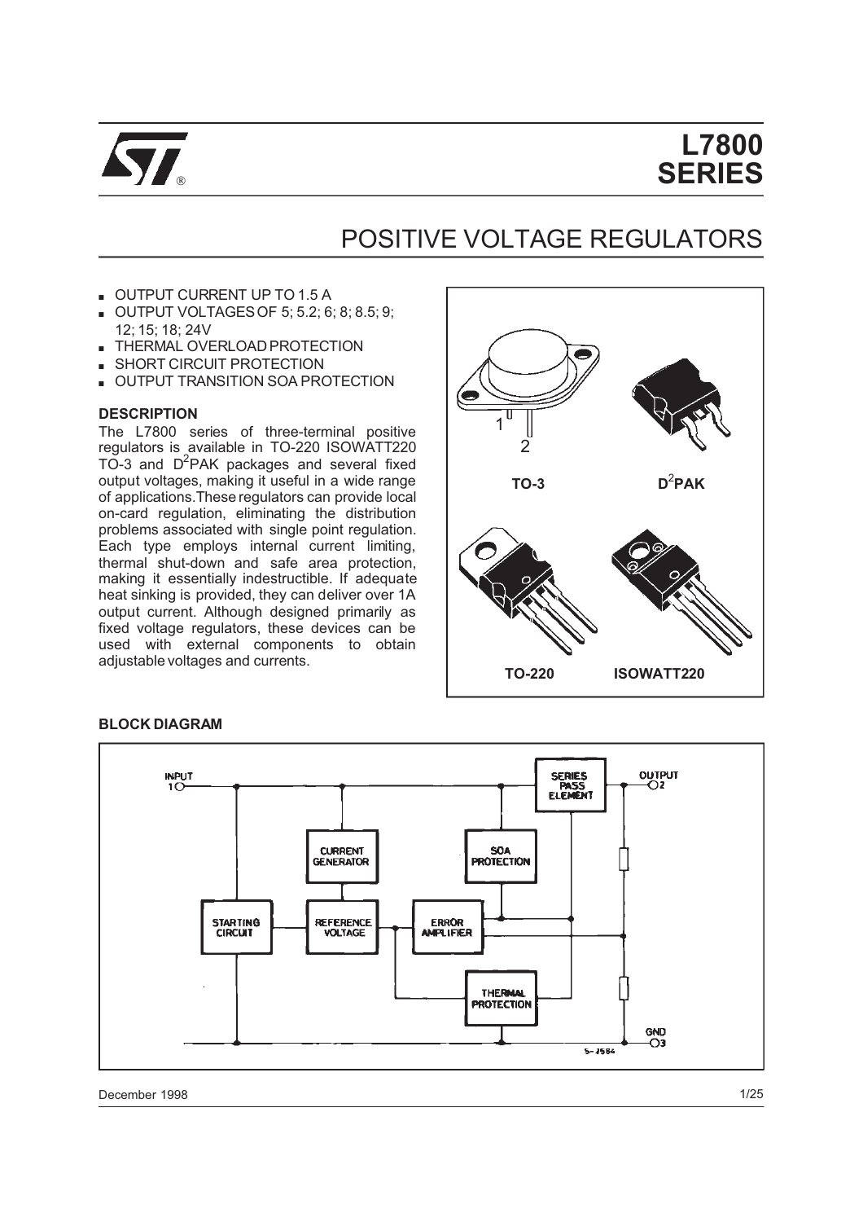# L7800 SERIES

## POSITIVE VOLTAGE REGULATORS

- OUTPUT CURRENT UP TO 1.5 A
- OUTPUT VOLTAGES OF 5; 5.2; 6; 8; 8.5; 9; 12; 15; 18; 24V
- THERMAL OVERLOAD PROTECTION
- SHORT CIRCUIT PROTECTION
- OUTPUT TRANSITION SOA PROTECTION

### DESCRIPTION

The L7800 series of three-terminal positive regulators is available in TO-220 ISOWATT220 TO-3 and $D^2PAK$ packages and several fixed output voltages, making it useful in a wide range of applications. These regulators can provide local on-card regulation, eliminating the distribution problems associated with single point regulation. Each type employs internal current limiting, thermal shut-down and safe area protection, making it essentially indestructible. If adequate heat sinking is provided, they can deliver over 1A output current. Although designed primarily as fixed voltage regulators, these devices can be used with external components to obtain adjustable voltages and currents.

TO-3 &nbsp;&nbsp; $D^2PAK$ &nbsp;&nbsp; TO-220 &nbsp;&nbsp; ISOWATT220

### BLOCK DIAGRAM

INPUT 1 — STARTING CIRCUIT — CURRENT GENERATOR — REFERENCE VOLTAGE — ERROR AMPLIFIER — SOA PROTECTION — THERMAL PROTECTION — SERIES PASS ELEMENT — OUTPUT 2 — GND 3

S-3584

December 1998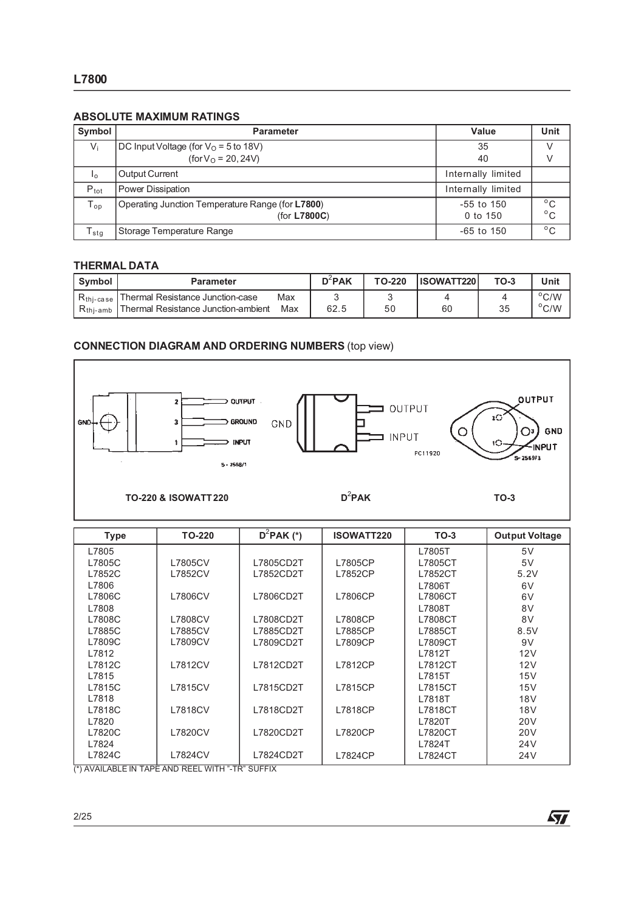## ABSOLUTE MAXIMUM RATINGS

| Symbol | Parameter | Value | Unit |
|---|---|---|---|
| $V_i$ | DC Input Voltage (for $V_O$ = 5 to 18V)<br>(for $V_O$ = 20, 24V) | 35<br>40 | V<br>V |
| $I_o$ | Output Current | Internally limited | |
| $P_{tot}$ | Power Dissipation | Internally limited | |
| $T_{op}$ | Operating Junction Temperature Range (for **L7800**)<br>(for **L7800C**) | -55 to 150<br>0 to 150 | °C<br>°C |
| $T_{stg}$ | Storage Temperature Range | -65 to 150 | °C |

## THERMAL DATA

| Symbol | Parameter | | $D^2PAK$ | TO-220 | ISOWATT220 | TO-3 | Unit |
|---|---|---|---|---|---|---|---|
| $R_{thj-case}$ | Thermal Resistance Junction-case | Max | 3 | 3 | 4 | 4 | °C/W |
| $R_{thj-amb}$ | Thermal Resistance Junction-ambient | Max | 62.5 | 50 | 60 | 35 | °C/W |

## CONNECTION DIAGRAM AND ORDERING NUMBERS (top view)

TO-220 & ISOWATT 220: 1 INPUT, 2 OUTPUT, 3 GROUND

$D^2PAK$: OUTPUT, GND, INPUT

TO-3: 1 INPUT, 2 OUTPUT, 3 GND

| Type | TO-220 | $D^2PAK$ (*) | ISOWATT220 | TO-3 | Output Voltage |
|---|---|---|---|---|---|
| L7805 | | | | L7805T | 5V |
| L7805C | L7805CV | L7805CD2T | L7805CP | L7805CT | 5V |
| L7852C | L7852CV | L7852CD2T | L7852CP | L7852CT | 5.2V |
| L7806 | | | | L7806T | 6V |
| L7806C | L7806CV | L7806CD2T | L7806CP | L7806CT | 6V |
| L7808 | | | | L7808T | 8V |
| L7808C | L7808CV | L7808CD2T | L7808CP | L7808CT | 8V |
| L7885C | L7885CV | L7885CD2T | L7885CP | L7885CT | 8.5V |
| L7809C | L7809CV | L7809CD2T | L7809CP | L7809CT | 9V |
| L7812 | | | | L7812T | 12V |
| L7812C | L7812CV | L7812CD2T | L7812CP | L7812CT | 12V |
| L7815 | | | | L7815T | 15V |
| L7815C | L7815CV | L7815CD2T | L7815CP | L7815CT | 15V |
| L7818 | | | | L7818T | 18V |
| L7818C | L7818CV | L7818CD2T | L7818CP | L7818CT | 18V |
| L7820 | | | | L7820T | 20V |
| L7820C | L7820CV | L7820CD2T | L7820CP | L7820CT | 20V |
| L7824 | | | | L7824T | 24V |
| L7824C | L7824CV | L7824CD2T | L7824CP | L7824CT | 24V |

(*) AVAILABLE IN TAPE AND REEL WITH "-TR" SUFFIX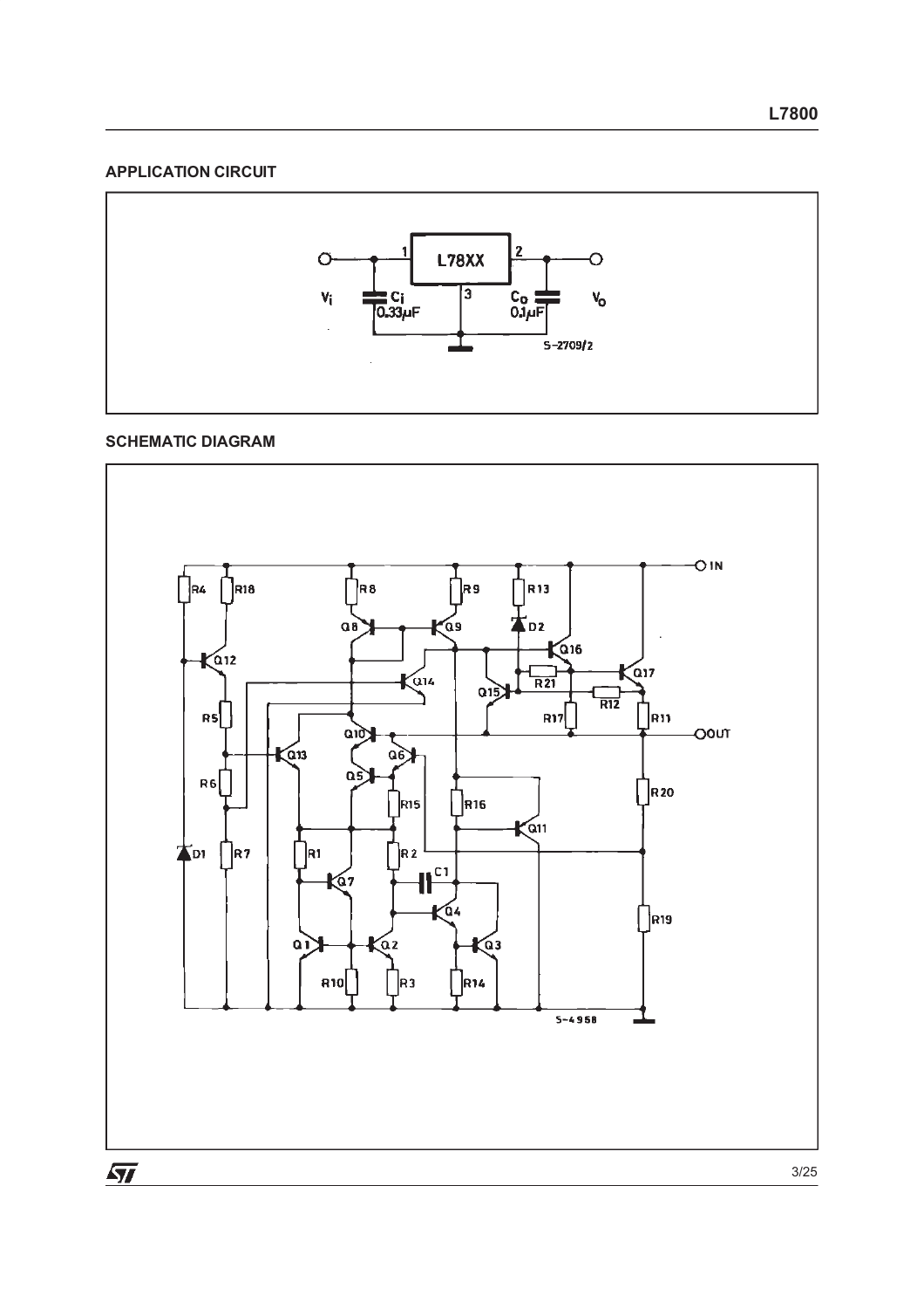## APPLICATION CIRCUIT

## SCHEMATIC DIAGRAM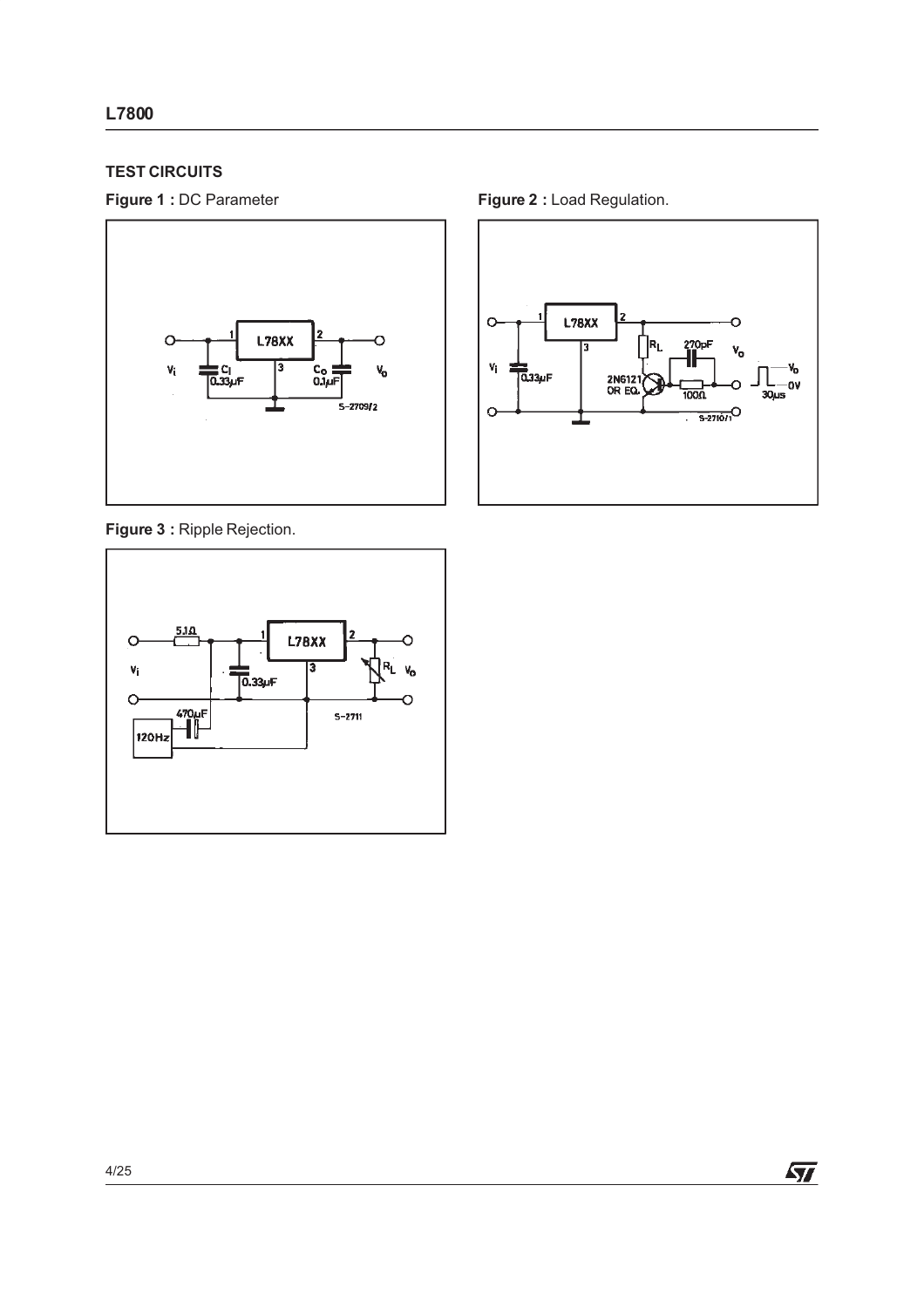## TEST CIRCUITS

**Figure 1 :** DC Parameter

**Figure 2 :** Load Regulation.

**Figure 3 :** Ripple Rejection.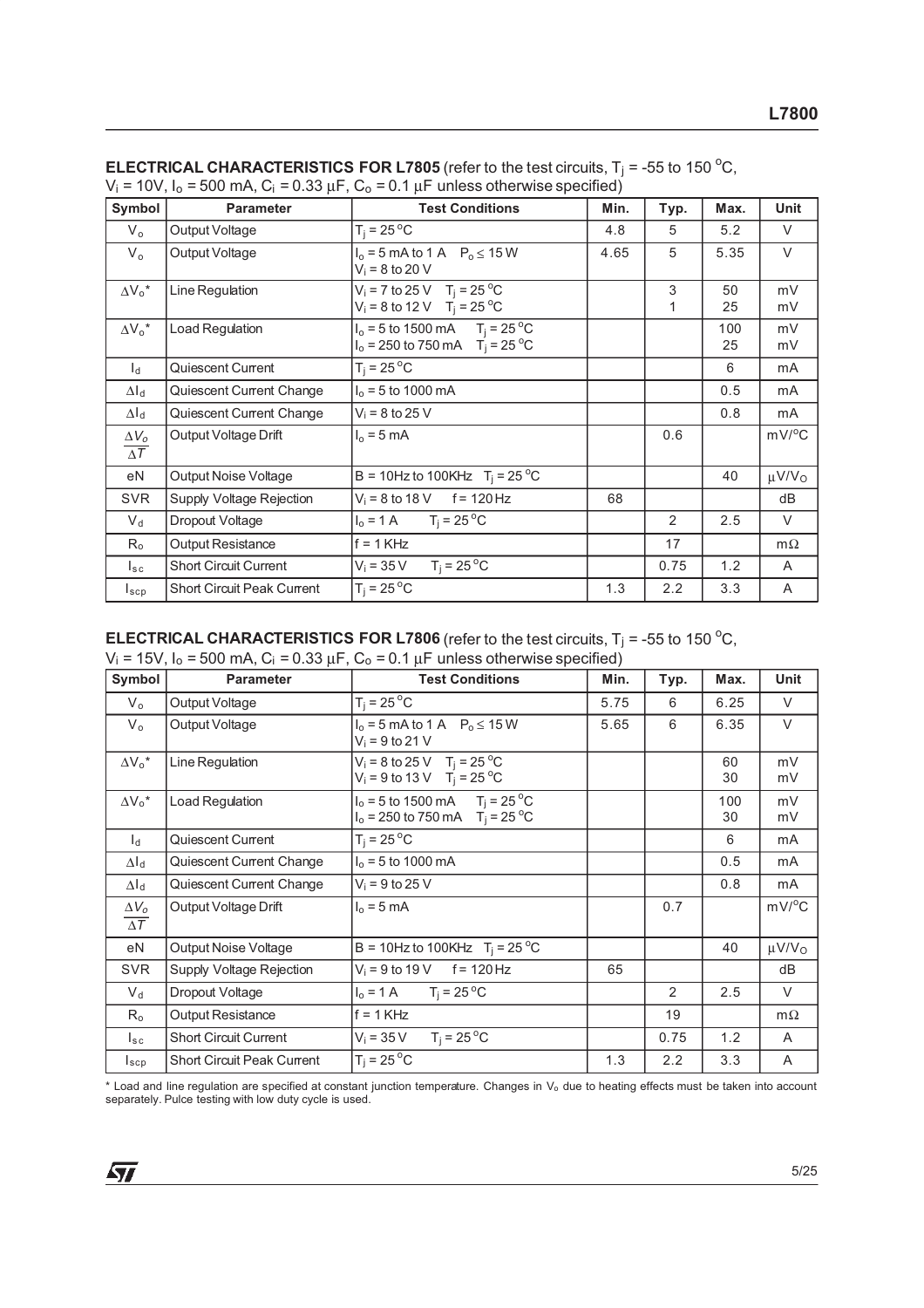**ELECTRICAL CHARACTERISTICS FOR L7805** (refer to the test circuits, $T_j$ = -55 to 150 °C, $V_i$ = 10V, $I_o$ = 500 mA, $C_i$ = 0.33 µF, $C_o$ = 0.1 µF unless otherwise specified)

| Symbol | Parameter | Test Conditions | Min. | Typ. | Max. | Unit |
|---|---|---|---|---|---|---|
| $V_o$ | Output Voltage | $T_j$ = 25 °C | 4.8 | 5 | 5.2 | V |
| $V_o$ | Output Voltage | $I_o$ = 5 mA to 1 A  $P_o \leq$ 15 W<br>$V_i$ = 8 to 20 V | 4.65 | 5 | 5.35 | V |
| $\Delta V_o$* | Line Regulation | $V_i$ = 7 to 25 V  $T_j$ = 25 °C<br>$V_i$ = 8 to 12 V  $T_j$ = 25 °C | | 3<br>1 | 50<br>25 | mV<br>mV |
| $\Delta V_o$* | Load Regulation | $I_o$ = 5 to 1500 mA  $T_j$ = 25 °C<br>$I_o$ = 250 to 750 mA  $T_j$ = 25 °C | | | 100<br>25 | mV<br>mV |
| $I_d$ | Quiescent Current | $T_j$ = 25 °C | | | 6 | mA |
| $\Delta I_d$ | Quiescent Current Change | $I_o$ = 5 to 1000 mA | | | 0.5 | mA |
| $\Delta I_d$ | Quiescent Current Change | $V_i$ = 8 to 25 V | | | 0.8 | mA |
| $\frac{\Delta V_o}{\Delta T}$ | Output Voltage Drift | $I_o$ = 5 mA | | 0.6 | | mV/°C |
| eN | Output Noise Voltage | B = 10Hz to 100KHz  $T_j$ = 25 °C | | | 40 | µV/$V_O$ |
| SVR | Supply Voltage Rejection | $V_i$ = 8 to 18 V  f = 120 Hz | 68 | | | dB |
| $V_d$ | Dropout Voltage | $I_o$ = 1 A  $T_j$ = 25 °C | | 2 | 2.5 | V |
| $R_o$ | Output Resistance | f = 1 KHz | | 17 | | mΩ |
| $I_{sc}$ | Short Circuit Current | $V_i$ = 35 V  $T_j$ = 25 °C | | 0.75 | 1.2 | A |
| $I_{scp}$ | Short Circuit Peak Current | $T_j$ = 25 °C | 1.3 | 2.2 | 3.3 | A |

**ELECTRICAL CHARACTERISTICS FOR L7806** (refer to the test circuits, $T_j$ = -55 to 150 °C, $V_i$ = 15V, $I_o$ = 500 mA, $C_i$ = 0.33 µF, $C_o$ = 0.1 µF unless otherwise specified)

| Symbol | Parameter | Test Conditions | Min. | Typ. | Max. | Unit |
|---|---|---|---|---|---|---|
| $V_o$ | Output Voltage | $T_j$ = 25 °C | 5.75 | 6 | 6.25 | V |
| $V_o$ | Output Voltage | $I_o$ = 5 mA to 1 A  $P_o \leq$ 15 W<br>$V_i$ = 9 to 21 V | 5.65 | 6 | 6.35 | V |
| $\Delta V_o$* | Line Regulation | $V_i$ = 8 to 25 V  $T_j$ = 25 °C<br>$V_i$ = 9 to 13 V  $T_j$ = 25 °C | | | 60<br>30 | mV<br>mV |
| $\Delta V_o$* | Load Regulation | $I_o$ = 5 to 1500 mA  $T_j$ = 25 °C<br>$I_o$ = 250 to 750 mA  $T_j$ = 25 °C | | | 100<br>30 | mV<br>mV |
| $I_d$ | Quiescent Current | $T_j$ = 25 °C | | | 6 | mA |
| $\Delta I_d$ | Quiescent Current Change | $I_o$ = 5 to 1000 mA | | | 0.5 | mA |
| $\Delta I_d$ | Quiescent Current Change | $V_i$ = 9 to 25 V | | | 0.8 | mA |
| $\frac{\Delta V_o}{\Delta T}$ | Output Voltage Drift | $I_o$ = 5 mA | | 0.7 | | mV/°C |
| eN | Output Noise Voltage | B = 10Hz to 100KHz  $T_j$ = 25 °C | | | 40 | µV/$V_O$ |
| SVR | Supply Voltage Rejection | $V_i$ = 9 to 19 V  f = 120 Hz | 65 | | | dB |
| $V_d$ | Dropout Voltage | $I_o$ = 1 A  $T_j$ = 25 °C | | 2 | 2.5 | V |
| $R_o$ | Output Resistance | f = 1 KHz | | 19 | | mΩ |
| $I_{sc}$ | Short Circuit Current | $V_i$ = 35 V  $T_j$ = 25 °C | | 0.75 | 1.2 | A |
| $I_{scp}$ | Short Circuit Peak Current | $T_j$ = 25 °C | 1.3 | 2.2 | 3.3 | A |

* Load and line regulation are specified at constant junction temperature. Changes in $V_o$ due to heating effects must be taken into account separately. Pulce testing with low duty cycle is used.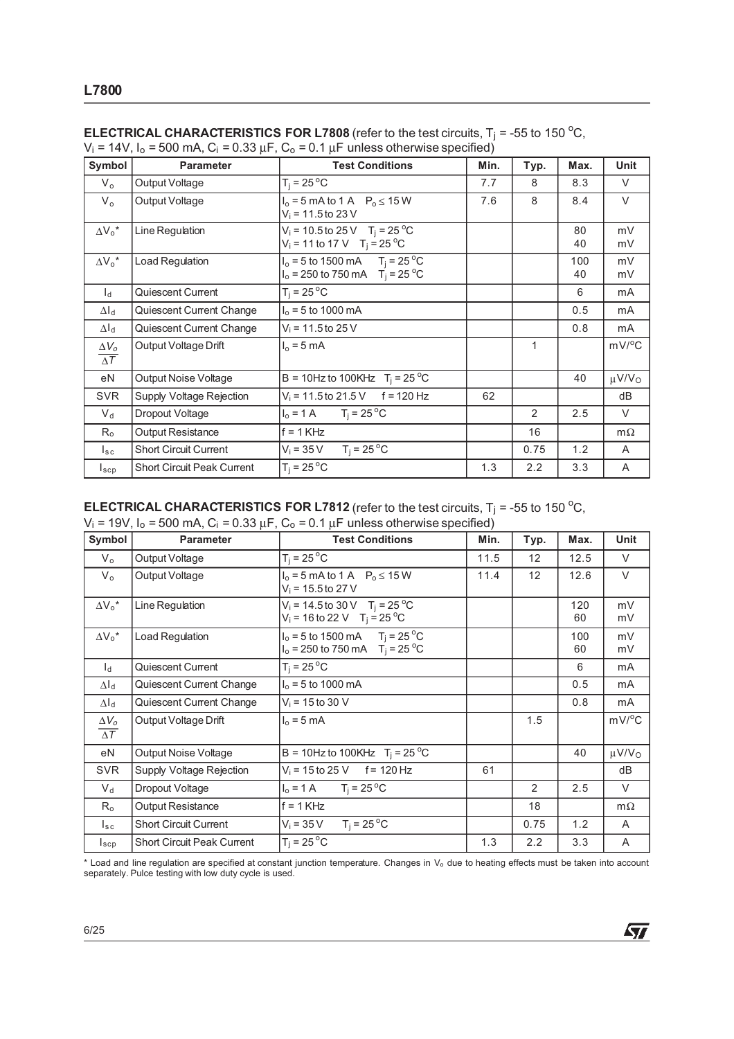**ELECTRICAL CHARACTERISTICS FOR L7808** (refer to the test circuits, $T_j$ = -55 to 150 °C, $V_i$ = 14V, $I_o$ = 500 mA, $C_i$ = 0.33 µF, $C_o$ = 0.1 µF unless otherwise specified)

| Symbol | Parameter | Test Conditions | Min. | Typ. | Max. | Unit |
|---|---|---|---|---|---|---|
| $V_o$ | Output Voltage | $T_j$ = 25 °C | 7.7 | 8 | 8.3 | V |
| $V_o$ | Output Voltage | $I_o$ = 5 mA to 1 A $P_o \leq$ 15 W<br>$V_i$ = 11.5 to 23 V | 7.6 | 8 | 8.4 | V |
| $\Delta V_o$* | Line Regulation | $V_i$ = 10.5 to 25 V $T_j$ = 25 °C<br>$V_i$ = 11 to 17 V $T_j$ = 25 °C | | | 80<br>40 | mV<br>mV |
| $\Delta V_o$* | Load Regulation | $I_o$ = 5 to 1500 mA $T_j$ = 25 °C<br>$I_o$ = 250 to 750 mA $T_j$ = 25 °C | | | 100<br>40 | mV<br>mV |
| $I_d$ | Quiescent Current | $T_j$ = 25 °C | | | 6 | mA |
| $\Delta I_d$ | Quiescent Current Change | $I_o$ = 5 to 1000 mA | | | 0.5 | mA |
| $\Delta I_d$ | Quiescent Current Change | $V_i$ = 11.5 to 25 V | | | 0.8 | mA |
| $\frac{\Delta V_o}{\Delta T}$ | Output Voltage Drift | $I_o$ = 5 mA | | 1 | | mV/°C |
| eN | Output Noise Voltage | B = 10Hz to 100KHz $T_j$ = 25 °C | | | 40 | µV/$V_O$ |
| SVR | Supply Voltage Rejection | $V_i$ = 11.5 to 21.5 V f = 120 Hz | 62 | | | dB |
| $V_d$ | Dropout Voltage | $I_o$ = 1 A $T_j$ = 25 °C | | 2 | 2.5 | V |
| $R_o$ | Output Resistance | f = 1 KHz | | 16 | | mΩ |
| $I_{sc}$ | Short Circuit Current | $V_i$ = 35 V $T_j$ = 25 °C | | 0.75 | 1.2 | A |
| $I_{scp}$ | Short Circuit Peak Current | $T_j$ = 25 °C | 1.3 | 2.2 | 3.3 | A |

**ELECTRICAL CHARACTERISTICS FOR L7812** (refer to the test circuits, $T_j$ = -55 to 150 °C, $V_i$ = 19V, $I_o$ = 500 mA, $C_i$ = 0.33 µF, $C_o$ = 0.1 µF unless otherwise specified)

| Symbol | Parameter | Test Conditions | Min. | Typ. | Max. | Unit |
|---|---|---|---|---|---|---|
| $V_o$ | Output Voltage | $T_j$ = 25 °C | 11.5 | 12 | 12.5 | V |
| $V_o$ | Output Voltage | $I_o$ = 5 mA to 1 A $P_o \leq$ 15 W<br>$V_i$ = 15.5 to 27 V | 11.4 | 12 | 12.6 | V |
| $\Delta V_o$* | Line Regulation | $V_i$ = 14.5 to 30 V $T_j$ = 25 °C<br>$V_i$ = 16 to 22 V $T_j$ = 25 °C | | | 120<br>60 | mV<br>mV |
| $\Delta V_o$* | Load Regulation | $I_o$ = 5 to 1500 mA $T_j$ = 25 °C<br>$I_o$ = 250 to 750 mA $T_j$ = 25 °C | | | 100<br>60 | mV<br>mV |
| $I_d$ | Quiescent Current | $T_j$ = 25 °C | | | 6 | mA |
| $\Delta I_d$ | Quiescent Current Change | $I_o$ = 5 to 1000 mA | | | 0.5 | mA |
| $\Delta I_d$ | Quiescent Current Change | $V_i$ = 15 to 30 V | | | 0.8 | mA |
| $\frac{\Delta V_o}{\Delta T}$ | Output Voltage Drift | $I_o$ = 5 mA | | 1.5 | | mV/°C |
| eN | Output Noise Voltage | B = 10Hz to 100KHz $T_j$ = 25 °C | | | 40 | µV/$V_O$ |
| SVR | Supply Voltage Rejection | $V_i$ = 15 to 25 V f = 120 Hz | 61 | | | dB |
| $V_d$ | Dropout Voltage | $I_o$ = 1 A $T_j$ = 25 °C | | 2 | 2.5 | V |
| $R_o$ | Output Resistance | f = 1 KHz | | 18 | | mΩ |
| $I_{sc}$ | Short Circuit Current | $V_i$ = 35 V $T_j$ = 25 °C | | 0.75 | 1.2 | A |
| $I_{scp}$ | Short Circuit Peak Current | $T_j$ = 25 °C | 1.3 | 2.2 | 3.3 | A |

\* Load and line regulation are specified at constant junction temperature. Changes in $V_o$ due to heating effects must be taken into account separately. Pulce testing with low duty cycle is used.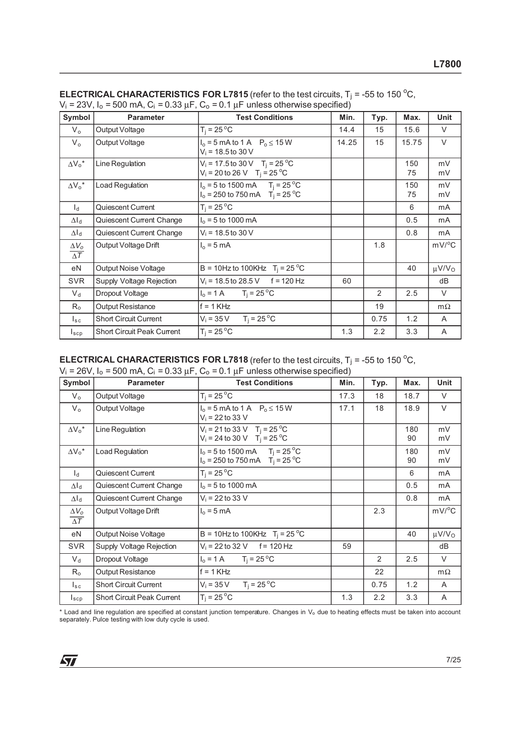**ELECTRICAL CHARACTERISTICS FOR L7815** (refer to the test circuits, $T_j$ = -55 to 150 °C, $V_i$ = 23V, $I_o$ = 500 mA, $C_i$ = 0.33 µF, $C_o$ = 0.1 µF unless otherwise specified)

| Symbol | Parameter | Test Conditions | Min. | Typ. | Max. | Unit |
|---|---|---|---|---|---|---|
| $V_o$ | Output Voltage | $T_j$ = 25 °C | 14.4 | 15 | 15.6 | V |
| $V_o$ | Output Voltage | $I_o$ = 5 mA to 1 A  $P_o \leq$ 15 W<br>$V_i$ = 18.5 to 30 V | 14.25 | 15 | 15.75 | V |
| $\Delta V_o$* | Line Regulation | $V_i$ = 17.5 to 30 V  $T_j$ = 25 °C<br>$V_i$ = 20 to 26 V  $T_j$ = 25 °C | | | 150<br>75 | mV<br>mV |
| $\Delta V_o$* | Load Regulation | $I_o$ = 5 to 1500 mA  $T_j$ = 25 °C<br>$I_o$ = 250 to 750 mA  $T_j$ = 25 °C | | | 150<br>75 | mV<br>mV |
| $I_d$ | Quiescent Current | $T_j$ = 25 °C | | | 6 | mA |
| $\Delta I_d$ | Quiescent Current Change | $I_o$ = 5 to 1000 mA | | | 0.5 | mA |
| $\Delta I_d$ | Quiescent Current Change | $V_i$ = 18.5 to 30 V | | | 0.8 | mA |
| $\frac{\Delta V_o}{\Delta T}$ | Output Voltage Drift | $I_o$ = 5 mA | | 1.8 | | mV/°C |
| eN | Output Noise Voltage | B = 10Hz to 100KHz  $T_j$ = 25 °C | | | 40 | µV/$V_O$ |
| SVR | Supply Voltage Rejection | $V_i$ = 18.5 to 28.5 V  f = 120 Hz | 60 | | | dB |
| $V_d$ | Dropout Voltage | $I_o$ = 1 A  $T_j$ = 25 °C | | 2 | 2.5 | V |
| $R_o$ | Output Resistance | f = 1 KHz | | 19 | | mΩ |
| $I_{sc}$ | Short Circuit Current | $V_i$ = 35 V  $T_j$ = 25 °C | | 0.75 | 1.2 | A |
| $I_{scp}$ | Short Circuit Peak Current | $T_j$ = 25 °C | 1.3 | 2.2 | 3.3 | A |

**ELECTRICAL CHARACTERISTICS FOR L7818** (refer to the test circuits, $T_j$ = -55 to 150 °C, $V_i$ = 26V, $I_o$ = 500 mA, $C_i$ = 0.33 µF, $C_o$ = 0.1 µF unless otherwise specified)

| Symbol | Parameter | Test Conditions | Min. | Typ. | Max. | Unit |
|---|---|---|---|---|---|---|
| $V_o$ | Output Voltage | $T_j$ = 25 °C | 17.3 | 18 | 18.7 | V |
| $V_o$ | Output Voltage | $I_o$ = 5 mA to 1 A  $P_o \leq$ 15 W<br>$V_i$ = 22 to 33 V | 17.1 | 18 | 18.9 | V |
| $\Delta V_o$* | Line Regulation | $V_i$ = 21 to 33 V  $T_j$ = 25 °C<br>$V_i$ = 24 to 30 V  $T_j$ = 25 °C | | | 180<br>90 | mV<br>mV |
| $\Delta V_o$* | Load Regulation | $I_o$ = 5 to 1500 mA  $T_j$ = 25 °C<br>$I_o$ = 250 to 750 mA  $T_j$ = 25 °C | | | 180<br>90 | mV<br>mV |
| $I_d$ | Quiescent Current | $T_j$ = 25 °C | | | 6 | mA |
| $\Delta I_d$ | Quiescent Current Change | $I_o$ = 5 to 1000 mA | | | 0.5 | mA |
| $\Delta I_d$ | Quiescent Current Change | $V_i$ = 22 to 33 V | | | 0.8 | mA |
| $\frac{\Delta V_o}{\Delta T}$ | Output Voltage Drift | $I_o$ = 5 mA | | 2.3 | | mV/°C |
| eN | Output Noise Voltage | B = 10Hz to 100KHz  $T_j$ = 25 °C | | | 40 | µV/$V_O$ |
| SVR | Supply Voltage Rejection | $V_i$ = 22 to 32 V  f = 120 Hz | 59 | | | dB |
| $V_d$ | Dropout Voltage | $I_o$ = 1 A  $T_j$ = 25 °C | | 2 | 2.5 | V |
| $R_o$ | Output Resistance | f = 1 KHz | | 22 | | mΩ |
| $I_{sc}$ | Short Circuit Current | $V_i$ = 35 V  $T_j$ = 25 °C | | 0.75 | 1.2 | A |
| $I_{scp}$ | Short Circuit Peak Current | $T_j$ = 25 °C | 1.3 | 2.2 | 3.3 | A |

* Load and line regulation are specified at constant junction temperature. Changes in $V_o$ due to heating effects must be taken into account separately. Pulce testing with low duty cycle is used.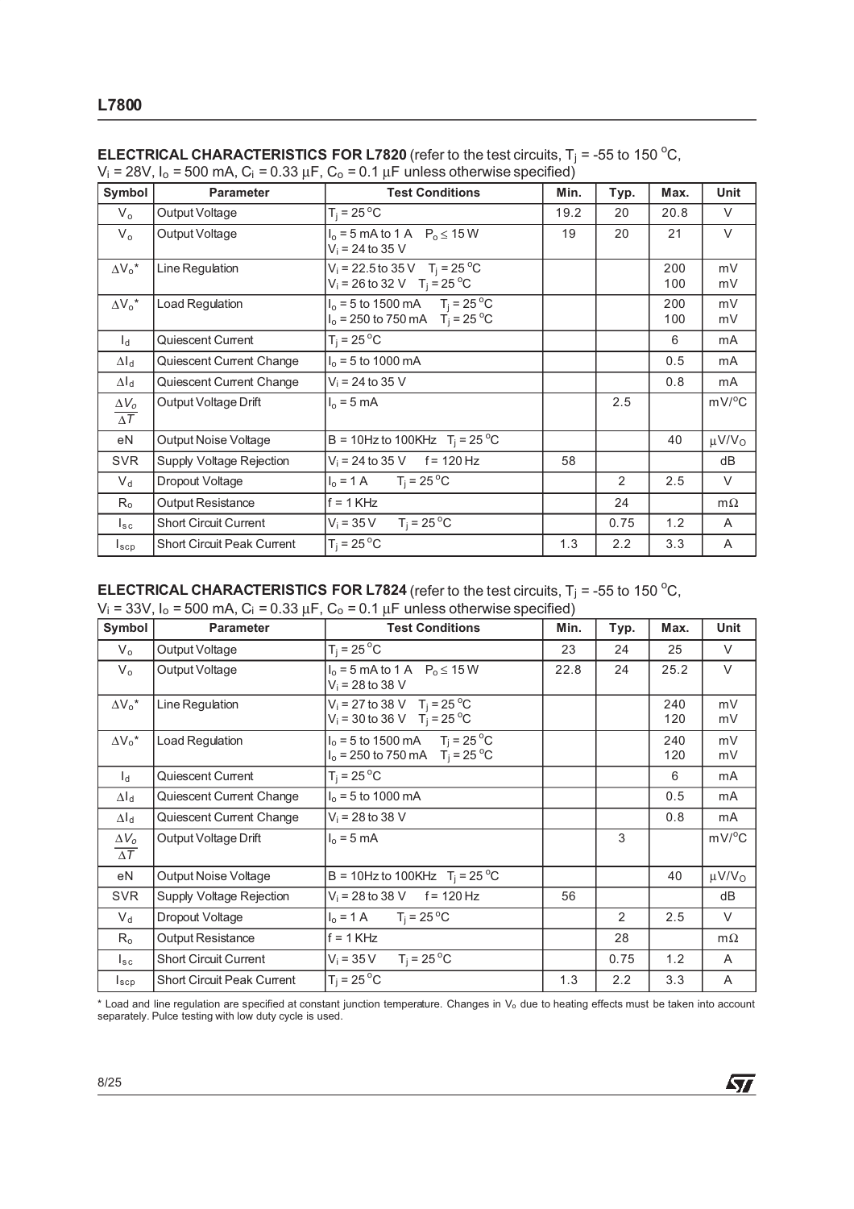**ELECTRICAL CHARACTERISTICS FOR L7820** (refer to the test circuits, $T_j$ = -55 to 150 °C, $V_i$ = 28V, $I_o$ = 500 mA, $C_i$ = 0.33 µF, $C_o$ = 0.1 µF unless otherwise specified)

| Symbol | Parameter | Test Conditions | Min. | Typ. | Max. | Unit |
|---|---|---|---|---|---|---|
| $V_o$ | Output Voltage | $T_j$ = 25 °C | 19.2 | 20 | 20.8 | V |
| $V_o$ | Output Voltage | $I_o$ = 5 mA to 1 A  $P_o \leq$ 15 W<br>$V_i$ = 24 to 35 V | 19 | 20 | 21 | V |
| $\Delta V_o$* | Line Regulation | $V_i$ = 22.5 to 35 V  $T_j$ = 25 °C<br>$V_i$ = 26 to 32 V  $T_j$ = 25 °C | | | 200<br>100 | mV<br>mV |
| $\Delta V_o$* | Load Regulation | $I_o$ = 5 to 1500 mA  $T_j$ = 25 °C<br>$I_o$ = 250 to 750 mA  $T_j$ = 25 °C | | | 200<br>100 | mV<br>mV |
| $I_d$ | Quiescent Current | $T_j$ = 25 °C | | | 6 | mA |
| $\Delta I_d$ | Quiescent Current Change | $I_o$ = 5 to 1000 mA | | | 0.5 | mA |
| $\Delta I_d$ | Quiescent Current Change | $V_i$ = 24 to 35 V | | | 0.8 | mA |
| $\frac{\Delta V_o}{\Delta T}$ | Output Voltage Drift | $I_o$ = 5 mA | | 2.5 | | mV/°C |
| eN | Output Noise Voltage | B = 10Hz to 100KHz  $T_j$ = 25 °C | | | 40 | µV/$V_O$ |
| SVR | Supply Voltage Rejection | $V_i$ = 24 to 35 V  f = 120 Hz | 58 | | | dB |
| $V_d$ | Dropout Voltage | $I_o$ = 1 A  $T_j$ = 25 °C | | 2 | 2.5 | V |
| $R_o$ | Output Resistance | f = 1 KHz | | 24 | | mΩ |
| $I_{sc}$ | Short Circuit Current | $V_i$ = 35 V  $T_j$ = 25 °C | | 0.75 | 1.2 | A |
| $I_{scp}$ | Short Circuit Peak Current | $T_j$ = 25 °C | 1.3 | 2.2 | 3.3 | A |

**ELECTRICAL CHARACTERISTICS FOR L7824** (refer to the test circuits, $T_j$ = -55 to 150 °C, $V_i$ = 33V, $I_o$ = 500 mA, $C_i$ = 0.33 µF, $C_o$ = 0.1 µF unless otherwise specified)

| Symbol | Parameter | Test Conditions | Min. | Typ. | Max. | Unit |
|---|---|---|---|---|---|---|
| $V_o$ | Output Voltage | $T_j$ = 25 °C | 23 | 24 | 25 | V |
| $V_o$ | Output Voltage | $I_o$ = 5 mA to 1 A  $P_o \leq$ 15 W<br>$V_i$ = 28 to 38 V | 22.8 | 24 | 25.2 | V |
| $\Delta V_o$* | Line Regulation | $V_i$ = 27 to 38 V  $T_j$ = 25 °C<br>$V_i$ = 30 to 36 V  $T_j$ = 25 °C | | | 240<br>120 | mV<br>mV |
| $\Delta V_o$* | Load Regulation | $I_o$ = 5 to 1500 mA  $T_j$ = 25 °C<br>$I_o$ = 250 to 750 mA  $T_j$ = 25 °C | | | 240<br>120 | mV<br>mV |
| $I_d$ | Quiescent Current | $T_j$ = 25 °C | | | 6 | mA |
| $\Delta I_d$ | Quiescent Current Change | $I_o$ = 5 to 1000 mA | | | 0.5 | mA |
| $\Delta I_d$ | Quiescent Current Change | $V_i$ = 28 to 38 V | | | 0.8 | mA |
| $\frac{\Delta V_o}{\Delta T}$ | Output Voltage Drift | $I_o$ = 5 mA | | 3 | | mV/°C |
| eN | Output Noise Voltage | B = 10Hz to 100KHz  $T_j$ = 25 °C | | | 40 | µV/$V_O$ |
| SVR | Supply Voltage Rejection | $V_i$ = 28 to 38 V  f = 120 Hz | 56 | | | dB |
| $V_d$ | Dropout Voltage | $I_o$ = 1 A  $T_j$ = 25 °C | | 2 | 2.5 | V |
| $R_o$ | Output Resistance | f = 1 KHz | | 28 | | mΩ |
| $I_{sc}$ | Short Circuit Current | $V_i$ = 35 V  $T_j$ = 25 °C | | 0.75 | 1.2 | A |
| $I_{scp}$ | Short Circuit Peak Current | $T_j$ = 25 °C | 1.3 | 2.2 | 3.3 | A |

* Load and line regulation are specified at constant junction temperature. Changes in $V_o$ due to heating effects must be taken into account separately. Pulce testing with low duty cycle is used.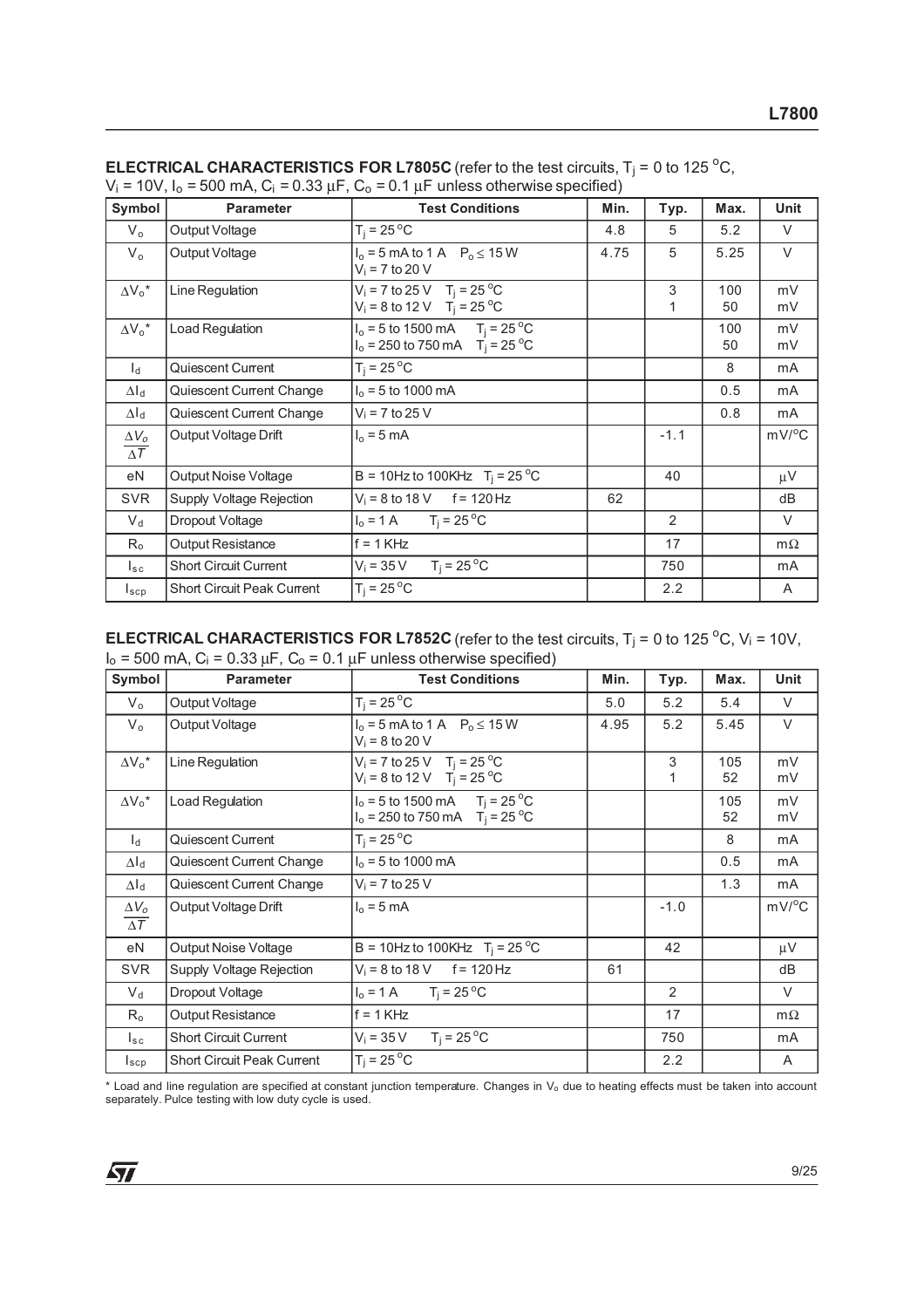**ELECTRICAL CHARACTERISTICS FOR L7805C** (refer to the test circuits, $T_j$ = 0 to 125 °C, $V_i$ = 10V, $I_o$ = 500 mA, $C_i$ = 0.33 µF, $C_o$ = 0.1 µF unless otherwise specified)

| Symbol | Parameter | Test Conditions | Min. | Typ. | Max. | Unit |
|---|---|---|---|---|---|---|
| $V_o$ | Output Voltage | $T_j$ = 25 °C | 4.8 | 5 | 5.2 | V |
| $V_o$ | Output Voltage | $I_o$ = 5 mA to 1 A $P_o \leq$ 15 W<br>$V_i$ = 7 to 20 V | 4.75 | 5 | 5.25 | V |
| $\Delta V_o$* | Line Regulation | $V_i$ = 7 to 25 V $T_j$ = 25 °C<br>$V_i$ = 8 to 12 V $T_j$ = 25 °C | | 3<br>1 | 100<br>50 | mV<br>mV |
| $\Delta V_o$* | Load Regulation | $I_o$ = 5 to 1500 mA $T_j$ = 25 °C<br>$I_o$ = 250 to 750 mA $T_j$ = 25 °C | | | 100<br>50 | mV<br>mV |
| $I_d$ | Quiescent Current | $T_j$ = 25 °C | | | 8 | mA |
| $\Delta I_d$ | Quiescent Current Change | $I_o$ = 5 to 1000 mA | | | 0.5 | mA |
| $\Delta I_d$ | Quiescent Current Change | $V_i$ = 7 to 25 V | | | 0.8 | mA |
| $\frac{\Delta V_o}{\Delta T}$ | Output Voltage Drift | $I_o$ = 5 mA | | -1.1 | | mV/°C |
| eN | Output Noise Voltage | B = 10Hz to 100KHz $T_j$ = 25 °C | | 40 | | µV |
| SVR | Supply Voltage Rejection | $V_i$ = 8 to 18 V f = 120 Hz | 62 | | | dB |
| $V_d$ | Dropout Voltage | $I_o$ = 1 A $T_j$ = 25 °C | | 2 | | V |
| $R_o$ | Output Resistance | f = 1 KHz | | 17 | | mΩ |
| $I_{sc}$ | Short Circuit Current | $V_i$ = 35 V $T_j$ = 25 °C | | 750 | | mA |
| $I_{scp}$ | Short Circuit Peak Current | $T_j$ = 25 °C | | 2.2 | | A |

**ELECTRICAL CHARACTERISTICS FOR L7852C** (refer to the test circuits, $T_j$ = 0 to 125 °C, $V_i$ = 10V, $I_o$ = 500 mA, $C_i$ = 0.33 µF, $C_o$ = 0.1 µF unless otherwise specified)

| Symbol | Parameter | Test Conditions | Min. | Typ. | Max. | Unit |
|---|---|---|---|---|---|---|
| $V_o$ | Output Voltage | $T_j$ = 25 °C | 5.0 | 5.2 | 5.4 | V |
| $V_o$ | Output Voltage | $I_o$ = 5 mA to 1 A $P_o \leq$ 15 W<br>$V_i$ = 8 to 20 V | 4.95 | 5.2 | 5.45 | V |
| $\Delta V_o$* | Line Regulation | $V_i$ = 7 to 25 V $T_j$ = 25 °C<br>$V_i$ = 8 to 12 V $T_j$ = 25 °C | | 3<br>1 | 105<br>52 | mV<br>mV |
| $\Delta V_o$* | Load Regulation | $I_o$ = 5 to 1500 mA $T_j$ = 25 °C<br>$I_o$ = 250 to 750 mA $T_j$ = 25 °C | | | 105<br>52 | mV<br>mV |
| $I_d$ | Quiescent Current | $T_j$ = 25 °C | | | 8 | mA |
| $\Delta I_d$ | Quiescent Current Change | $I_o$ = 5 to 1000 mA | | | 0.5 | mA |
| $\Delta I_d$ | Quiescent Current Change | $V_i$ = 7 to 25 V | | | 1.3 | mA |
| $\frac{\Delta V_o}{\Delta T}$ | Output Voltage Drift | $I_o$ = 5 mA | | -1.0 | | mV/°C |
| eN | Output Noise Voltage | B = 10Hz to 100KHz $T_j$ = 25 °C | | 42 | | µV |
| SVR | Supply Voltage Rejection | $V_i$ = 8 to 18 V f = 120 Hz | 61 | | | dB |
| $V_d$ | Dropout Voltage | $I_o$ = 1 A $T_j$ = 25 °C | | 2 | | V |
| $R_o$ | Output Resistance | f = 1 KHz | | 17 | | mΩ |
| $I_{sc}$ | Short Circuit Current | $V_i$ = 35 V $T_j$ = 25 °C | | 750 | | mA |
| $I_{scp}$ | Short Circuit Peak Current | $T_j$ = 25 °C | | 2.2 | | A |

* Load and line regulation are specified at constant junction temperature. Changes in $V_o$ due to heating effects must be taken into account separately. Pulce testing with low duty cycle is used.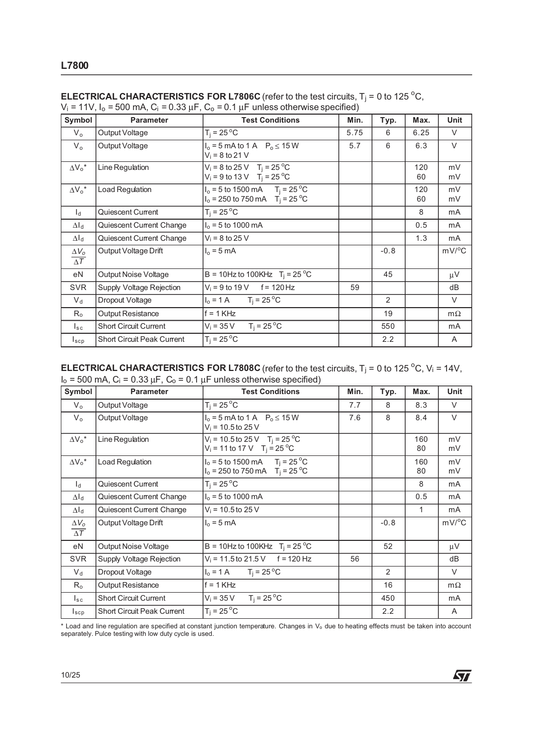**ELECTRICAL CHARACTERISTICS FOR L7806C** (refer to the test circuits, $T_j$ = 0 to 125 °C, $V_i$ = 11V, $I_o$ = 500 mA, $C_i$ = 0.33 μF, $C_o$ = 0.1 μF unless otherwise specified)

| Symbol | Parameter | Test Conditions | Min. | Typ. | Max. | Unit |
|---|---|---|---|---|---|---|
| $V_o$ | Output Voltage | $T_j$ = 25 °C | 5.75 | 6 | 6.25 | V |
| $V_o$ | Output Voltage | $I_o$ = 5 mA to 1 A  $P_o \leq$ 15 W<br>$V_i$ = 8 to 21 V | 5.7 | 6 | 6.3 | V |
| $\Delta V_o$* | Line Regulation | $V_i$ = 8 to 25 V  $T_j$ = 25 °C<br>$V_i$ = 9 to 13 V  $T_j$ = 25 °C | | | 120<br>60 | mV<br>mV |
| $\Delta V_o$* | Load Regulation | $I_o$ = 5 to 1500 mA  $T_j$ = 25 °C<br>$I_o$ = 250 to 750 mA  $T_j$ = 25 °C | | | 120<br>60 | mV<br>mV |
| $I_d$ | Quiescent Current | $T_j$ = 25 °C | | | 8 | mA |
| $\Delta I_d$ | Quiescent Current Change | $I_o$ = 5 to 1000 mA | | | 0.5 | mA |
| $\Delta I_d$ | Quiescent Current Change | $V_i$ = 8 to 25 V | | | 1.3 | mA |
| $\frac{\Delta V_o}{\Delta T}$ | Output Voltage Drift | $I_o$ = 5 mA | | -0.8 | | mV/°C |
| eN | Output Noise Voltage | B = 10Hz to 100KHz  $T_j$ = 25 °C | | 45 | | μV |
| SVR | Supply Voltage Rejection | $V_i$ = 9 to 19 V  f = 120 Hz | 59 | | | dB |
| $V_d$ | Dropout Voltage | $I_o$ = 1 A  $T_j$ = 25 °C | | 2 | | V |
| $R_o$ | Output Resistance | f = 1 KHz | | 19 | | mΩ |
| $I_{sc}$ | Short Circuit Current | $V_i$ = 35 V  $T_j$ = 25 °C | | 550 | | mA |
| $I_{scp}$ | Short Circuit Peak Current | $T_j$ = 25 °C | | 2.2 | | A |

**ELECTRICAL CHARACTERISTICS FOR L7808C** (refer to the test circuits, $T_j$ = 0 to 125 °C, $V_i$ = 14V, $I_o$ = 500 mA, $C_i$ = 0.33 μF, $C_o$ = 0.1 μF unless otherwise specified)

| Symbol | Parameter | Test Conditions | Min. | Typ. | Max. | Unit |
|---|---|---|---|---|---|---|
| $V_o$ | Output Voltage | $T_j$ = 25 °C | 7.7 | 8 | 8.3 | V |
| $V_o$ | Output Voltage | $I_o$ = 5 mA to 1 A  $P_o \leq$ 15 W<br>$V_i$ = 10.5 to 25 V | 7.6 | 8 | 8.4 | V |
| $\Delta V_o$* | Line Regulation | $V_i$ = 10.5 to 25 V  $T_j$ = 25 °C<br>$V_i$ = 11 to 17 V  $T_j$ = 25 °C | | | 160<br>80 | mV<br>mV |
| $\Delta V_o$* | Load Regulation | $I_o$ = 5 to 1500 mA  $T_j$ = 25 °C<br>$I_o$ = 250 to 750 mA  $T_j$ = 25 °C | | | 160<br>80 | mV<br>mV |
| $I_d$ | Quiescent Current | $T_j$ = 25 °C | | | 8 | mA |
| $\Delta I_d$ | Quiescent Current Change | $I_o$ = 5 to 1000 mA | | | 0.5 | mA |
| $\Delta I_d$ | Quiescent Current Change | $V_i$ = 10.5 to 25 V | | | 1 | mA |
| $\frac{\Delta V_o}{\Delta T}$ | Output Voltage Drift | $I_o$ = 5 mA | | -0.8 | | mV/°C |
| eN | Output Noise Voltage | B = 10Hz to 100KHz  $T_j$ = 25 °C | | 52 | | μV |
| SVR | Supply Voltage Rejection | $V_i$ = 11.5 to 21.5 V  f = 120 Hz | 56 | | | dB |
| $V_d$ | Dropout Voltage | $I_o$ = 1 A  $T_j$ = 25 °C | | 2 | | V |
| $R_o$ | Output Resistance | f = 1 KHz | | 16 | | mΩ |
| $I_{sc}$ | Short Circuit Current | $V_i$ = 35 V  $T_j$ = 25 °C | | 450 | | mA |
| $I_{scp}$ | Short Circuit Peak Current | $T_j$ = 25 °C | | 2.2 | | A |

* Load and line regulation are specified at constant junction temperature. Changes in $V_o$ due to heating effects must be taken into account separately. Pulce testing with low duty cycle is used.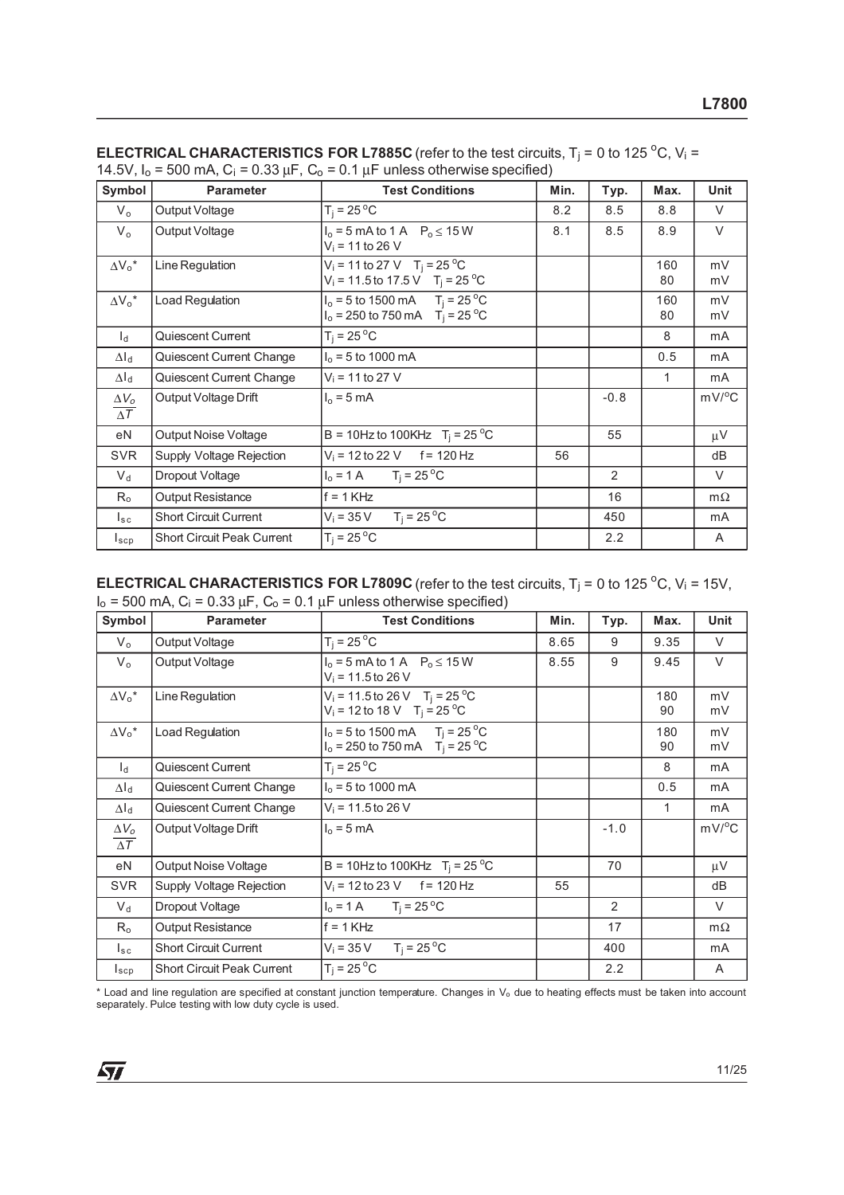**ELECTRICAL CHARACTERISTICS FOR L7885C** (refer to the test circuits, $T_j$ = 0 to 125 °C, $V_i$ = 14.5V, $I_o$ = 500 mA, $C_i$ = 0.33 µF, $C_o$ = 0.1 µF unless otherwise specified)

| Symbol | Parameter | Test Conditions | Min. | Typ. | Max. | Unit |
|---|---|---|---|---|---|---|
| $V_o$ | Output Voltage | $T_j$ = 25 °C | 8.2 | 8.5 | 8.8 | V |
| $V_o$ | Output Voltage | $I_o$ = 5 mA to 1 A   $P_o \leq$ 15 W<br>$V_i$ = 11 to 26 V | 8.1 | 8.5 | 8.9 | V |
| $\Delta V_o$* | Line Regulation | $V_i$ = 11 to 27 V   $T_j$ = 25 °C<br>$V_i$ = 11.5 to 17.5 V   $T_j$ = 25 °C | | | 160<br>80 | mV<br>mV |
| $\Delta V_o$* | Load Regulation | $I_o$ = 5 to 1500 mA   $T_j$ = 25 °C<br>$I_o$ = 250 to 750 mA   $T_j$ = 25 °C | | | 160<br>80 | mV<br>mV |
| $I_d$ | Quiescent Current | $T_j$ = 25 °C | | | 8 | mA |
| $\Delta I_d$ | Quiescent Current Change | $I_o$ = 5 to 1000 mA | | | 0.5 | mA |
| $\Delta I_d$ | Quiescent Current Change | $V_i$ = 11 to 27 V | | | 1 | mA |
| $\frac{\Delta V_o}{\Delta T}$ | Output Voltage Drift | $I_o$ = 5 mA | | -0.8 | | mV/°C |
| eN | Output Noise Voltage | B = 10Hz to 100KHz   $T_j$ = 25 °C | | 55 | | µV |
| SVR | Supply Voltage Rejection | $V_i$ = 12 to 22 V   f = 120 Hz | 56 | | | dB |
| $V_d$ | Dropout Voltage | $I_o$ = 1 A   $T_j$ = 25 °C | | 2 | | V |
| $R_o$ | Output Resistance | f = 1 KHz | | 16 | | mΩ |
| $I_{sc}$ | Short Circuit Current | $V_i$ = 35 V   $T_j$ = 25 °C | | 450 | | mA |
| $I_{scp}$ | Short Circuit Peak Current | $T_j$ = 25 °C | | 2.2 | | A |

**ELECTRICAL CHARACTERISTICS FOR L7809C** (refer to the test circuits, $T_j$ = 0 to 125 °C, $V_i$ = 15V, $I_o$ = 500 mA, $C_i$ = 0.33 µF, $C_o$ = 0.1 µF unless otherwise specified)

| Symbol | Parameter | Test Conditions | Min. | Typ. | Max. | Unit |
|---|---|---|---|---|---|---|
| $V_o$ | Output Voltage | $T_j$ = 25 °C | 8.65 | 9 | 9.35 | V |
| $V_o$ | Output Voltage | $I_o$ = 5 mA to 1 A   $P_o \leq$ 15 W<br>$V_i$ = 11.5 to 26 V | 8.55 | 9 | 9.45 | V |
| $\Delta V_o$* | Line Regulation | $V_i$ = 11.5 to 26 V   $T_j$ = 25 °C<br>$V_i$ = 12 to 18 V   $T_j$ = 25 °C | | | 180<br>90 | mV<br>mV |
| $\Delta V_o$* | Load Regulation | $I_o$ = 5 to 1500 mA   $T_j$ = 25 °C<br>$I_o$ = 250 to 750 mA   $T_j$ = 25 °C | | | 180<br>90 | mV<br>mV |
| $I_d$ | Quiescent Current | $T_j$ = 25 °C | | | 8 | mA |
| $\Delta I_d$ | Quiescent Current Change | $I_o$ = 5 to 1000 mA | | | 0.5 | mA |
| $\Delta I_d$ | Quiescent Current Change | $V_i$ = 11.5 to 26 V | | | 1 | mA |
| $\frac{\Delta V_o}{\Delta T}$ | Output Voltage Drift | $I_o$ = 5 mA | | -1.0 | | mV/°C |
| eN | Output Noise Voltage | B = 10Hz to 100KHz   $T_j$ = 25 °C | | 70 | | µV |
| SVR | Supply Voltage Rejection | $V_i$ = 12 to 23 V   f = 120 Hz | 55 | | | dB |
| $V_d$ | Dropout Voltage | $I_o$ = 1 A   $T_j$ = 25 °C | | 2 | | V |
| $R_o$ | Output Resistance | f = 1 KHz | | 17 | | mΩ |
| $I_{sc}$ | Short Circuit Current | $V_i$ = 35 V   $T_j$ = 25 °C | | 400 | | mA |
| $I_{scp}$ | Short Circuit Peak Current | $T_j$ = 25 °C | | 2.2 | | A |

* Load and line regulation are specified at constant junction temperature. Changes in $V_o$ due to heating effects must be taken into account separately. Pulce testing with low duty cycle is used.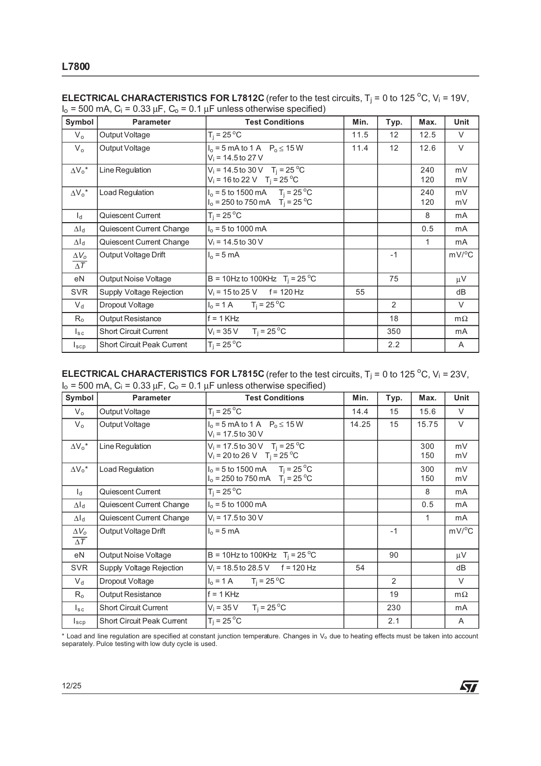**ELECTRICAL CHARACTERISTICS FOR L7812C** (refer to the test circuits, $T_j$ = 0 to 125 °C, $V_i$ = 19V, $I_o$ = 500 mA, $C_i$ = 0.33 µF, $C_o$ = 0.1 µF unless otherwise specified)

| Symbol | Parameter | Test Conditions | Min. | Typ. | Max. | Unit |
|---|---|---|---|---|---|---|
| $V_o$ | Output Voltage | $T_j$ = 25 °C | 11.5 | 12 | 12.5 | V |
| $V_o$ | Output Voltage | $I_o$ = 5 mA to 1 A $P_o \leq$ 15 W<br>$V_i$ = 14.5 to 27 V | 11.4 | 12 | 12.6 | V |
| $\Delta V_o$* | Line Regulation | $V_i$ = 14.5 to 30 V $T_j$ = 25 °C<br>$V_i$ = 16 to 22 V $T_j$ = 25 °C | | | 240<br>120 | mV<br>mV |
| $\Delta V_o$* | Load Regulation | $I_o$ = 5 to 1500 mA $T_j$ = 25 °C<br>$I_o$ = 250 to 750 mA $T_j$ = 25 °C | | | 240<br>120 | mV<br>mV |
| $I_d$ | Quiescent Current | $T_j$ = 25 °C | | | 8 | mA |
| $\Delta I_d$ | Quiescent Current Change | $I_o$ = 5 to 1000 mA | | | 0.5 | mA |
| $\Delta I_d$ | Quiescent Current Change | $V_i$ = 14.5 to 30 V | | | 1 | mA |
| $\frac{\Delta V_o}{\Delta T}$ | Output Voltage Drift | $I_o$ = 5 mA | | -1 | | mV/°C |
| eN | Output Noise Voltage | B = 10Hz to 100KHz $T_j$ = 25 °C | | 75 | | µV |
| SVR | Supply Voltage Rejection | $V_i$ = 15 to 25 V f = 120 Hz | 55 | | | dB |
| $V_d$ | Dropout Voltage | $I_o$ = 1 A $T_j$ = 25 °C | | 2 | | V |
| $R_o$ | Output Resistance | f = 1 KHz | | 18 | | mΩ |
| $I_{sc}$ | Short Circuit Current | $V_i$ = 35 V $T_j$ = 25 °C | | 350 | | mA |
| $I_{scp}$ | Short Circuit Peak Current | $T_j$ = 25 °C | | 2.2 | | A |

**ELECTRICAL CHARACTERISTICS FOR L7815C** (refer to the test circuits, $T_j$ = 0 to 125 °C, $V_i$ = 23V, $I_o$ = 500 mA, $C_i$ = 0.33 µF, $C_o$ = 0.1 µF unless otherwise specified)

| Symbol | Parameter | Test Conditions | Min. | Typ. | Max. | Unit |
|---|---|---|---|---|---|---|
| $V_o$ | Output Voltage | $T_j$ = 25 °C | 14.4 | 15 | 15.6 | V |
| $V_o$ | Output Voltage | $I_o$ = 5 mA to 1 A $P_o \leq$ 15 W<br>$V_i$ = 17.5 to 30 V | 14.25 | 15 | 15.75 | V |
| $\Delta V_o$* | Line Regulation | $V_i$ = 17.5 to 30 V $T_j$ = 25 °C<br>$V_i$ = 20 to 26 V $T_j$ = 25 °C | | | 300<br>150 | mV<br>mV |
| $\Delta V_o$* | Load Regulation | $I_o$ = 5 to 1500 mA $T_j$ = 25 °C<br>$I_o$ = 250 to 750 mA $T_j$ = 25 °C | | | 300<br>150 | mV<br>mV |
| $I_d$ | Quiescent Current | $T_j$ = 25 °C | | | 8 | mA |
| $\Delta I_d$ | Quiescent Current Change | $I_o$ = 5 to 1000 mA | | | 0.5 | mA |
| $\Delta I_d$ | Quiescent Current Change | $V_i$ = 17.5 to 30 V | | | 1 | mA |
| $\frac{\Delta V_o}{\Delta T}$ | Output Voltage Drift | $I_o$ = 5 mA | | -1 | | mV/°C |
| eN | Output Noise Voltage | B = 10Hz to 100KHz $T_j$ = 25 °C | | 90 | | µV |
| SVR | Supply Voltage Rejection | $V_i$ = 18.5 to 28.5 V f = 120 Hz | 54 | | | dB |
| $V_d$ | Dropout Voltage | $I_o$ = 1 A $T_j$ = 25 °C | | 2 | | V |
| $R_o$ | Output Resistance | f = 1 KHz | | 19 | | mΩ |
| $I_{sc}$ | Short Circuit Current | $V_i$ = 35 V $T_j$ = 25 °C | | 230 | | mA |
| $I_{scp}$ | Short Circuit Peak Current | $T_j$ = 25 °C | | 2.1 | | A |

* Load and line regulation are specified at constant junction temperature. Changes in $V_o$ due to heating effects must be taken into account separately. Pulce testing with low duty cycle is used.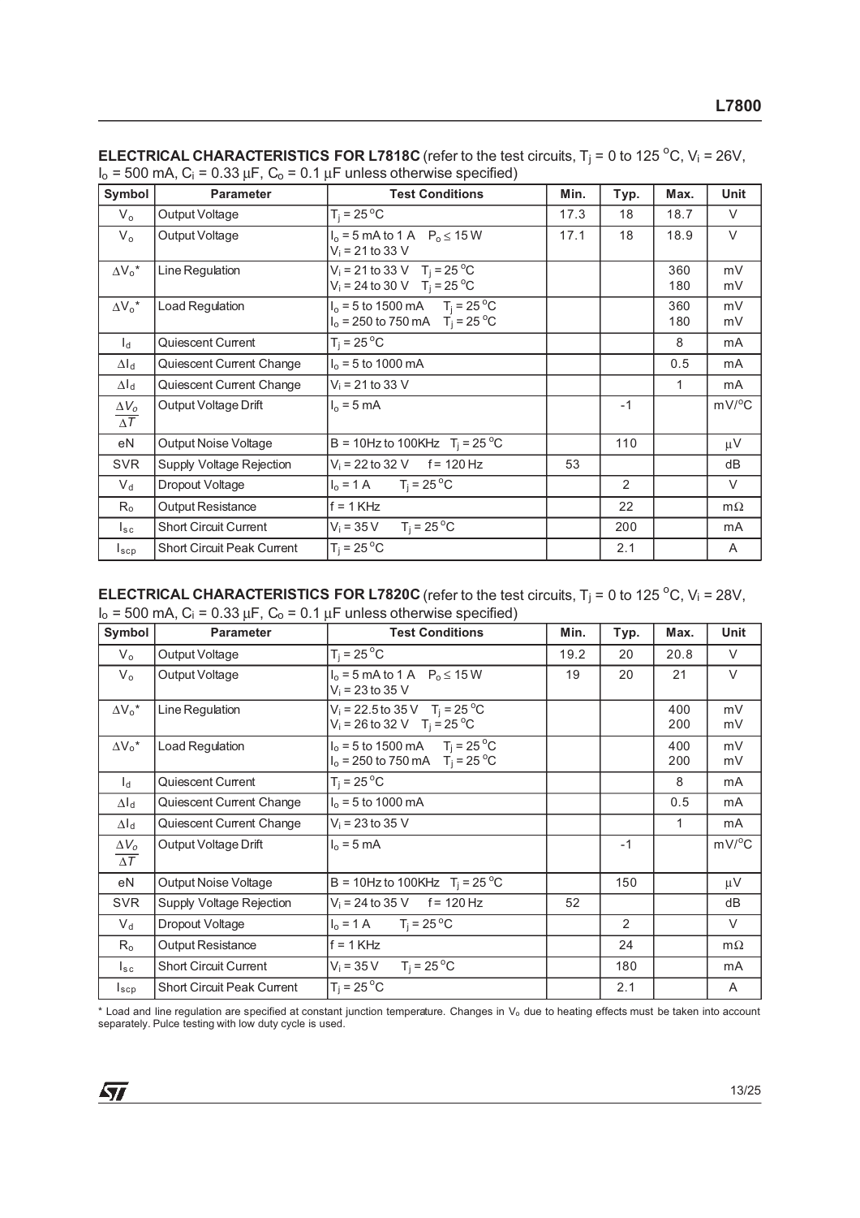**ELECTRICAL CHARACTERISTICS FOR L7818C** (refer to the test circuits, $T_j$ = 0 to 125 °C, $V_i$ = 26V, $I_o$ = 500 mA, $C_i$ = 0.33 µF, $C_o$ = 0.1 µF unless otherwise specified)

| Symbol | Parameter | Test Conditions | Min. | Typ. | Max. | Unit |
|---|---|---|---|---|---|---|
| $V_o$ | Output Voltage | $T_j$ = 25 °C | 17.3 | 18 | 18.7 | V |
| $V_o$ | Output Voltage | $I_o$ = 5 mA to 1 A  $P_o \leq$ 15 W<br>$V_i$ = 21 to 33 V | 17.1 | 18 | 18.9 | V |
| $\Delta V_o$* | Line Regulation | $V_i$ = 21 to 33 V  $T_j$ = 25 °C<br>$V_i$ = 24 to 30 V  $T_j$ = 25 °C | | | 360<br>180 | mV<br>mV |
| $\Delta V_o$* | Load Regulation | $I_o$ = 5 to 1500 mA  $T_j$ = 25 °C<br>$I_o$ = 250 to 750 mA  $T_j$ = 25 °C | | | 360<br>180 | mV<br>mV |
| $I_d$ | Quiescent Current | $T_j$ = 25 °C | | | 8 | mA |
| $\Delta I_d$ | Quiescent Current Change | $I_o$ = 5 to 1000 mA | | | 0.5 | mA |
| $\Delta I_d$ | Quiescent Current Change | $V_i$ = 21 to 33 V | | | 1 | mA |
| $\frac{\Delta V_o}{\Delta T}$ | Output Voltage Drift | $I_o$ = 5 mA | | -1 | | mV/°C |
| eN | Output Noise Voltage | B = 10Hz to 100KHz  $T_j$ = 25 °C | | 110 | | µV |
| SVR | Supply Voltage Rejection | $V_i$ = 22 to 32 V  f = 120 Hz | 53 | | | dB |
| $V_d$ | Dropout Voltage | $I_o$ = 1 A  $T_j$ = 25 °C | | 2 | | V |
| $R_o$ | Output Resistance | f = 1 KHz | | 22 | | mΩ |
| $I_{sc}$ | Short Circuit Current | $V_i$ = 35 V  $T_j$ = 25 °C | | 200 | | mA |
| $I_{scp}$ | Short Circuit Peak Current | $T_j$ = 25 °C | | 2.1 | | A |

**ELECTRICAL CHARACTERISTICS FOR L7820C** (refer to the test circuits, $T_j$ = 0 to 125 °C, $V_i$ = 28V, $I_o$ = 500 mA, $C_i$ = 0.33 µF, $C_o$ = 0.1 µF unless otherwise specified)

| Symbol | Parameter | Test Conditions | Min. | Typ. | Max. | Unit |
|---|---|---|---|---|---|---|
| $V_o$ | Output Voltage | $T_j$ = 25 °C | 19.2 | 20 | 20.8 | V |
| $V_o$ | Output Voltage | $I_o$ = 5 mA to 1 A  $P_o \leq$ 15 W<br>$V_i$ = 23 to 35 V | 19 | 20 | 21 | V |
| $\Delta V_o$* | Line Regulation | $V_i$ = 22.5 to 35 V  $T_j$ = 25 °C<br>$V_i$ = 26 to 32 V  $T_j$ = 25 °C | | | 400<br>200 | mV<br>mV |
| $\Delta V_o$* | Load Regulation | $I_o$ = 5 to 1500 mA  $T_j$ = 25 °C<br>$I_o$ = 250 to 750 mA  $T_j$ = 25 °C | | | 400<br>200 | mV<br>mV |
| $I_d$ | Quiescent Current | $T_j$ = 25 °C | | | 8 | mA |
| $\Delta I_d$ | Quiescent Current Change | $I_o$ = 5 to 1000 mA | | | 0.5 | mA |
| $\Delta I_d$ | Quiescent Current Change | $V_i$ = 23 to 35 V | | | 1 | mA |
| $\frac{\Delta V_o}{\Delta T}$ | Output Voltage Drift | $I_o$ = 5 mA | | -1 | | mV/°C |
| eN | Output Noise Voltage | B = 10Hz to 100KHz  $T_j$ = 25 °C | | 150 | | µV |
| SVR | Supply Voltage Rejection | $V_i$ = 24 to 35 V  f = 120 Hz | 52 | | | dB |
| $V_d$ | Dropout Voltage | $I_o$ = 1 A  $T_j$ = 25 °C | | 2 | | V |
| $R_o$ | Output Resistance | f = 1 KHz | | 24 | | mΩ |
| $I_{sc}$ | Short Circuit Current | $V_i$ = 35 V  $T_j$ = 25 °C | | 180 | | mA |
| $I_{scp}$ | Short Circuit Peak Current | $T_j$ = 25 °C | | 2.1 | | A |

* Load and line regulation are specified at constant junction temperature. Changes in $V_o$ due to heating effects must be taken into account separately. Pulce testing with low duty cycle is used.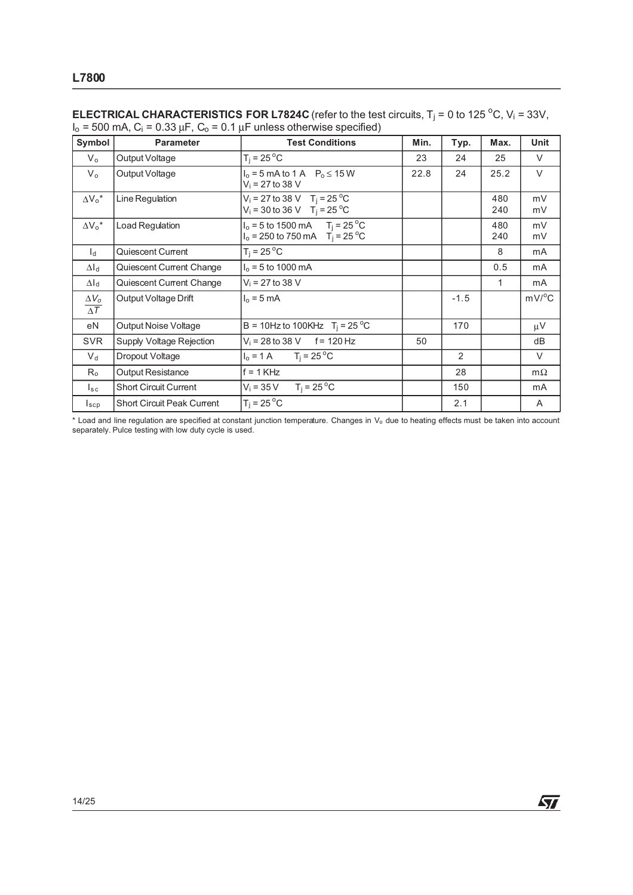**ELECTRICAL CHARACTERISTICS FOR L7824C** (refer to the test circuits, $T_j$ = 0 to 125 °C, $V_i$ = 33V, $I_o$ = 500 mA, $C_i$ = 0.33 µF, $C_o$ = 0.1 µF unless otherwise specified)

| Symbol | Parameter | Test Conditions | Min. | Typ. | Max. | Unit |
|---|---|---|---|---|---|---|
| $V_o$ | Output Voltage | $T_j$ = 25 °C | 23 | 24 | 25 | V |
| $V_o$ | Output Voltage | $I_o$ = 5 mA to 1 A  $P_o \leq$ 15 W<br>$V_i$ = 27 to 38 V | 22.8 | 24 | 25.2 | V |
| $\Delta V_o$* | Line Regulation | $V_i$ = 27 to 38 V  $T_j$ = 25 °C<br>$V_i$ = 30 to 36 V  $T_j$ = 25 °C | | | 480<br>240 | mV<br>mV |
| $\Delta V_o$* | Load Regulation | $I_o$ = 5 to 1500 mA  $T_j$ = 25 °C<br>$I_o$ = 250 to 750 mA  $T_j$ = 25 °C | | | 480<br>240 | mV<br>mV |
| $I_d$ | Quiescent Current | $T_j$ = 25 °C | | | 8 | mA |
| $\Delta I_d$ | Quiescent Current Change | $I_o$ = 5 to 1000 mA | | | 0.5 | mA |
| $\Delta I_d$ | Quiescent Current Change | $V_i$ = 27 to 38 V | | | 1 | mA |
| $\frac{\Delta V_o}{\Delta T}$ | Output Voltage Drift | $I_o$ = 5 mA | | -1.5 | | mV/°C |
| eN | Output Noise Voltage | B = 10Hz to 100KHz  $T_j$ = 25 °C | | 170 | | µV |
| SVR | Supply Voltage Rejection | $V_i$ = 28 to 38 V  f = 120 Hz | 50 | | | dB |
| $V_d$ | Dropout Voltage | $I_o$ = 1 A  $T_j$ = 25 °C | | 2 | | V |
| $R_o$ | Output Resistance | f = 1 KHz | | 28 | | mΩ |
| $I_{sc}$ | Short Circuit Current | $V_i$ = 35 V  $T_j$ = 25 °C | | 150 | | mA |
| $I_{scp}$ | Short Circuit Peak Current | $T_j$ = 25 °C | | 2.1 | | A |

* Load and line regulation are specified at constant junction temperature. Changes in $V_o$ due to heating effects must be taken into account separately. Pulce testing with low duty cycle is used.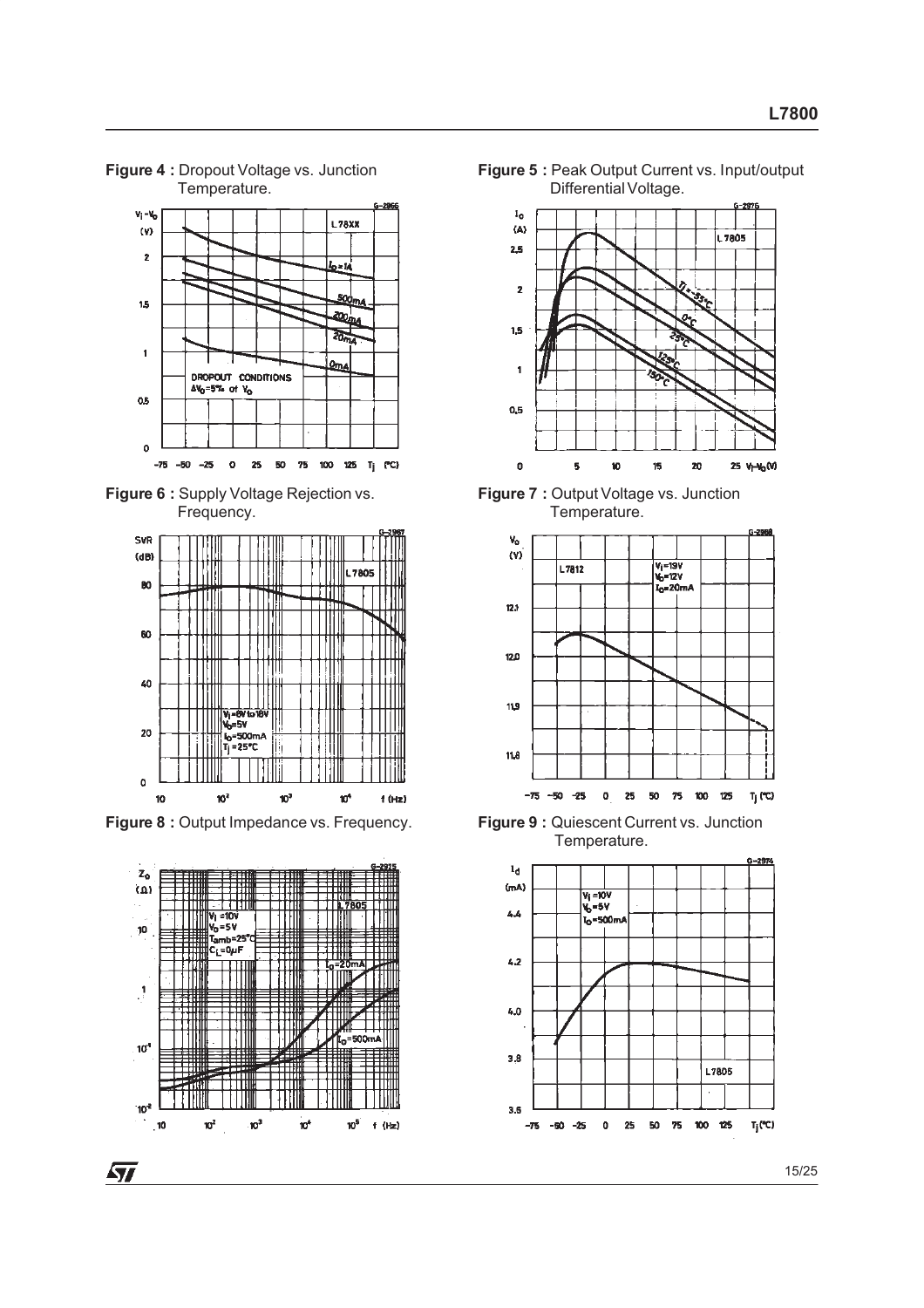**Figure 4 :** Dropout Voltage vs. Junction Temperature.

**Figure 5 :** Peak Output Current vs. Input/output Differential Voltage.

**Figure 6 :** Supply Voltage Rejection vs. Frequency.

**Figure 7 :** Output Voltage vs. Junction Temperature.

**Figure 8 :** Output Impedance vs. Frequency.

**Figure 9 :** Quiescent Current vs. Junction Temperature.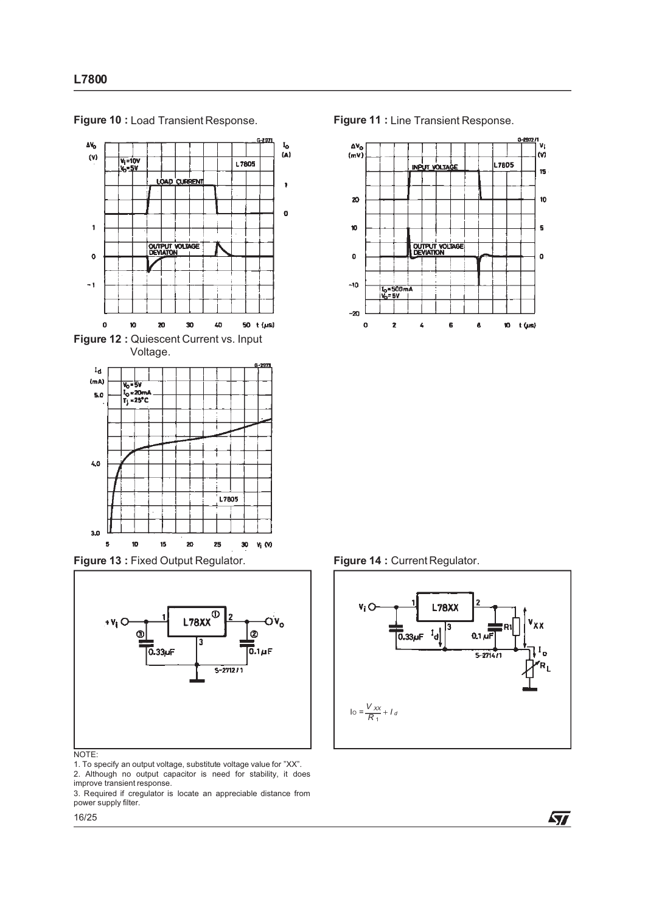**Figure 10 :** Load Transient Response.

**Figure 11 :** Line Transient Response.

**Figure 12 :** Quiescent Current vs. Input Voltage.

**Figure 13 :** Fixed Output Regulator.

NOTE:

1. To specify an output voltage, substitute voltage value for "XX".
2. Although no output capacitor is need for stability, it does improve transient response.
3. Required if cregulator is locate an appreciable distance from power supply filter.

**Figure 14 :** Current Regulator.

$$I_O = \frac{V_{XX}}{R_1} + I_d$$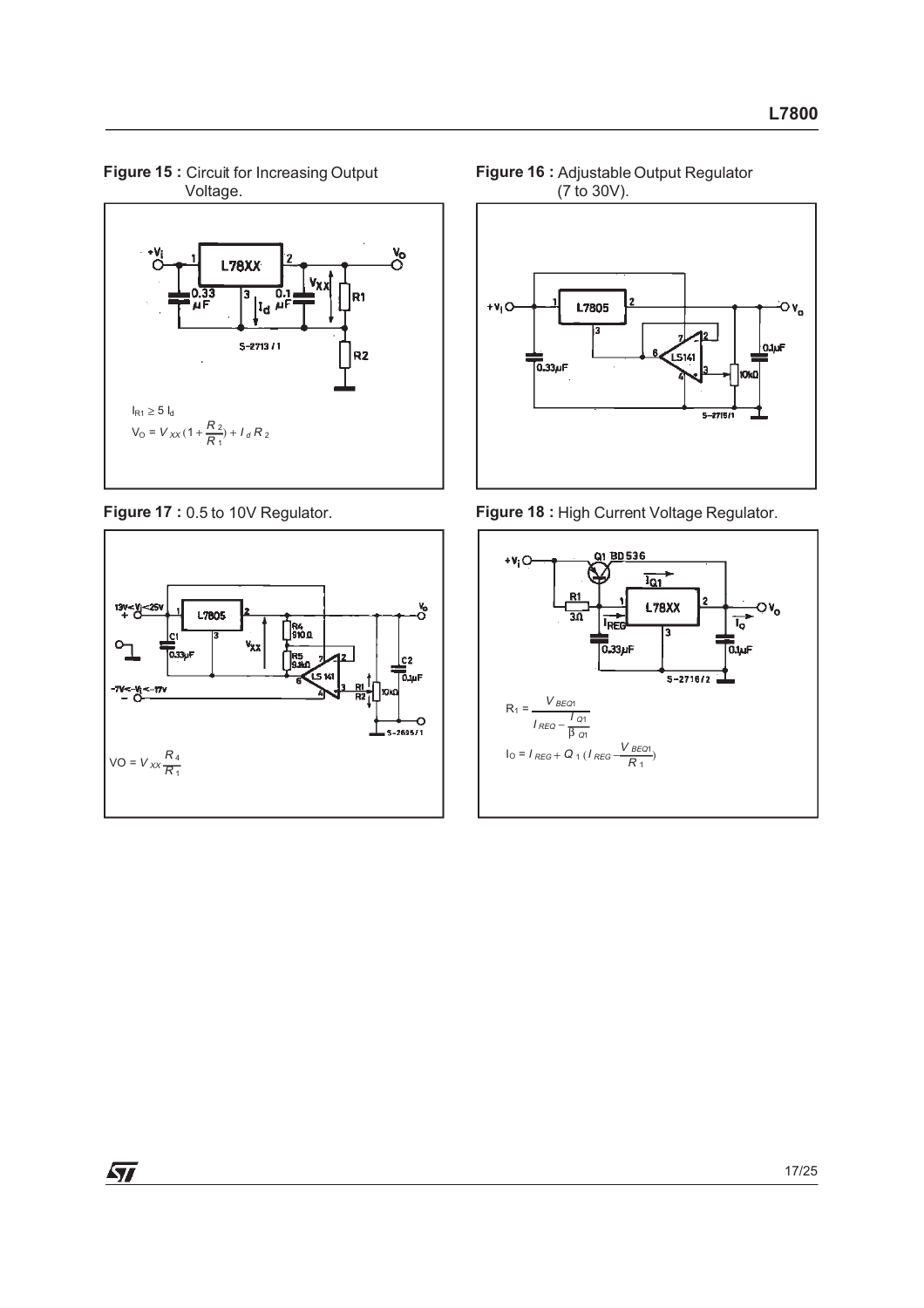**Figure 15 :** Circuit for Increasing Output Voltage.

$I_{R1} \geq 5\ I_d$

$V_O = V_{XX}(1 + \frac{R_2}{R_1}) + I_d R_2$

**Figure 16 :** Adjustable Output Regulator (7 to 30V).

**Figure 17 :** 0.5 to 10V Regulator.

$VO = V_{XX}\frac{R_4}{R_1}$

**Figure 18 :** High Current Voltage Regulator.

$R_1 = \frac{V_{BEQ1}}{I_{REQ} - \frac{I_{Q1}}{\beta_{Q1}}}$

$I_O = I_{REG} + Q_1(I_{REG} - \frac{V_{BEQ1}}{R_1})$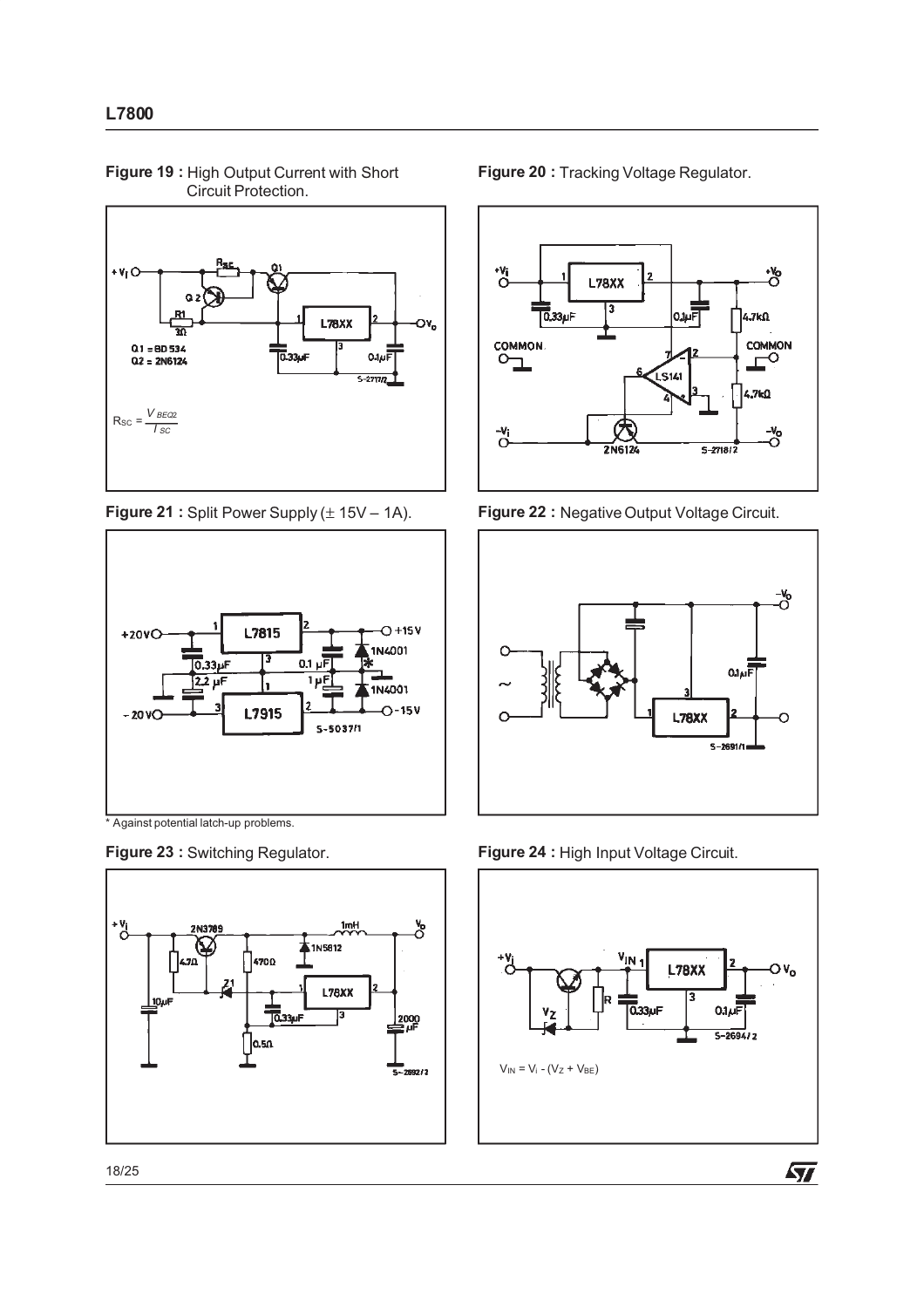**Figure 19 :** High Output Current with Short Circuit Protection.

$R_{SC} = \frac{V_{BEQ2}}{I_{SC}}$

**Figure 20 :** Tracking Voltage Regulator.

**Figure 21 :** Split Power Supply (± 15V – 1A).

* Against potential latch-up problems.

**Figure 22 :** Negative Output Voltage Circuit.

**Figure 23 :** Switching Regulator.

**Figure 24 :** High Input Voltage Circuit.

$V_{IN} = V_i - (V_Z + V_{BE})$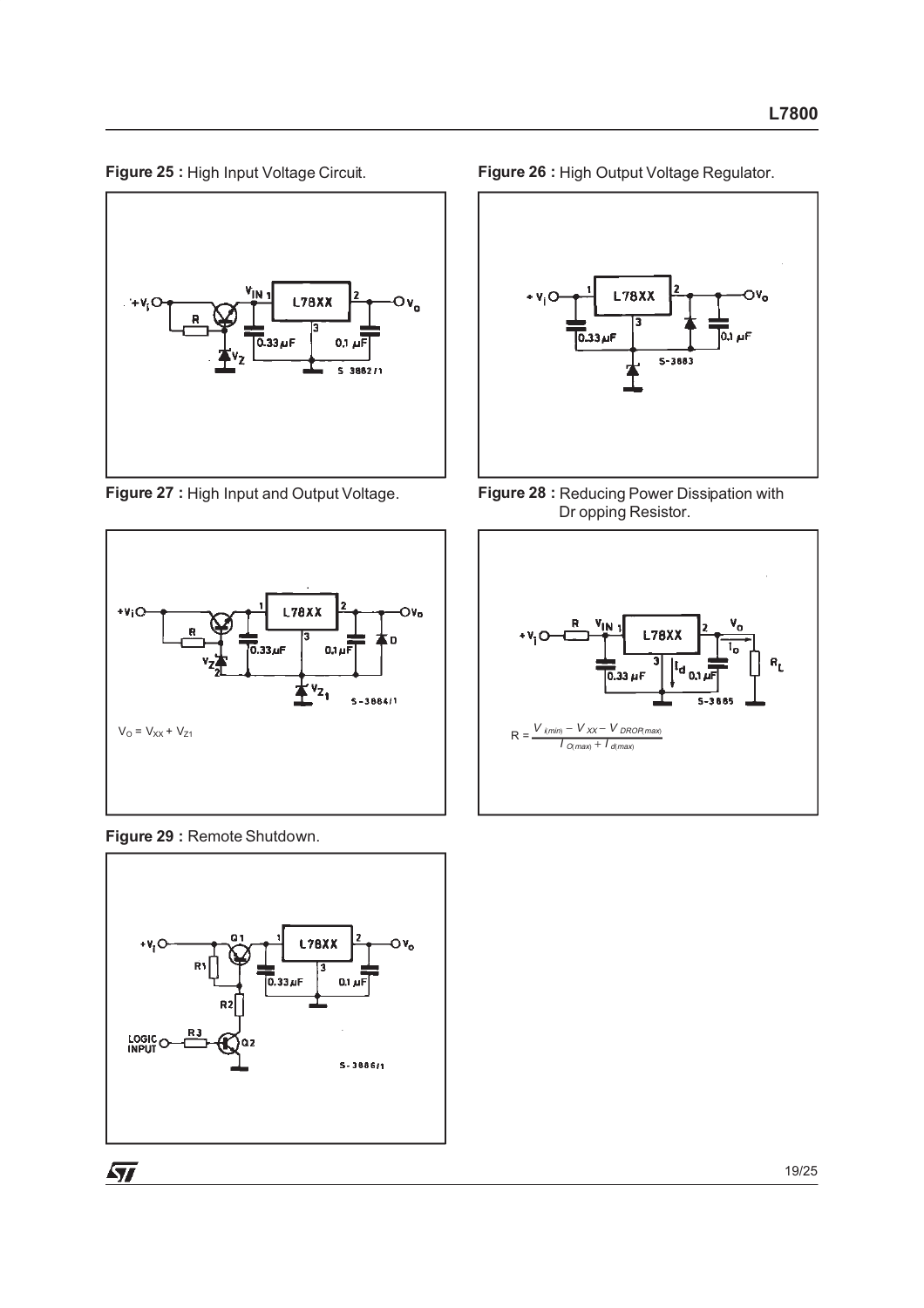**Figure 25 :** High Input Voltage Circuit.

**Figure 26 :** High Output Voltage Regulator.

**Figure 27 :** High Input and Output Voltage.

$V_O = V_{XX} + V_{Z1}$

**Figure 28 :** Reducing Power Dissipation with Dropping Resistor.

$$R = \frac{V_{i(min)} - V_{XX} - V_{DROP(max)}}{I_{O(max)} + I_{d(max)}}$$

**Figure 29 :** Remote Shutdown.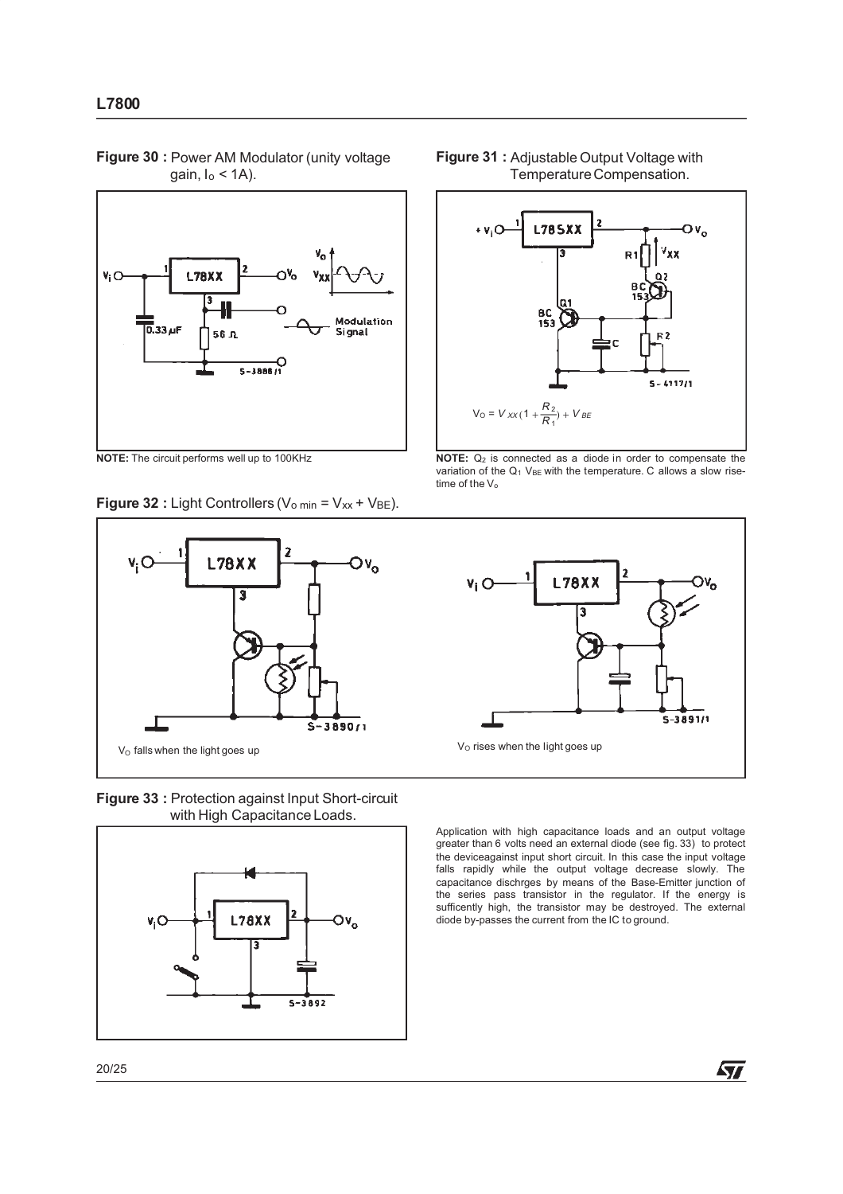**Figure 30 :** Power AM Modulator (unity voltage gain, $I_o$ < 1A).

**NOTE:** The circuit performs well up to 100KHz

**Figure 31 :** Adjustable Output Voltage with Temperature Compensation.

$$V_O = V_{XX}\left(1 + \frac{R_2}{R_1}\right) + V_{BE}$$

**NOTE:** $Q_2$ is connected as a diode in order to compensate the variation of the $Q_1$ $V_{BE}$ with the temperature. C allows a slow rise-time of the $V_o$

**Figure 32 :** Light Controllers ($V_{o\ min} = V_{xx} + V_{BE}$).

$V_O$ falls when the light goes up

$V_O$ rises when the light goes up

**Figure 33 :** Protection against Input Short-circuit with High Capacitance Loads.

Application with high capacitance loads and an output voltage greater than 6 volts need an external diode (see fig. 33) to protect the deviceagainst input short circuit. In this case the input voltage falls rapidly while the output voltage decrease slowly. The capacitance dischrges by means of the Base-Emitter junction of the series pass transistor in the regulator. If the energy is sufficently high, the transistor may be destroyed. The external diode by-passes the current from the IC to ground.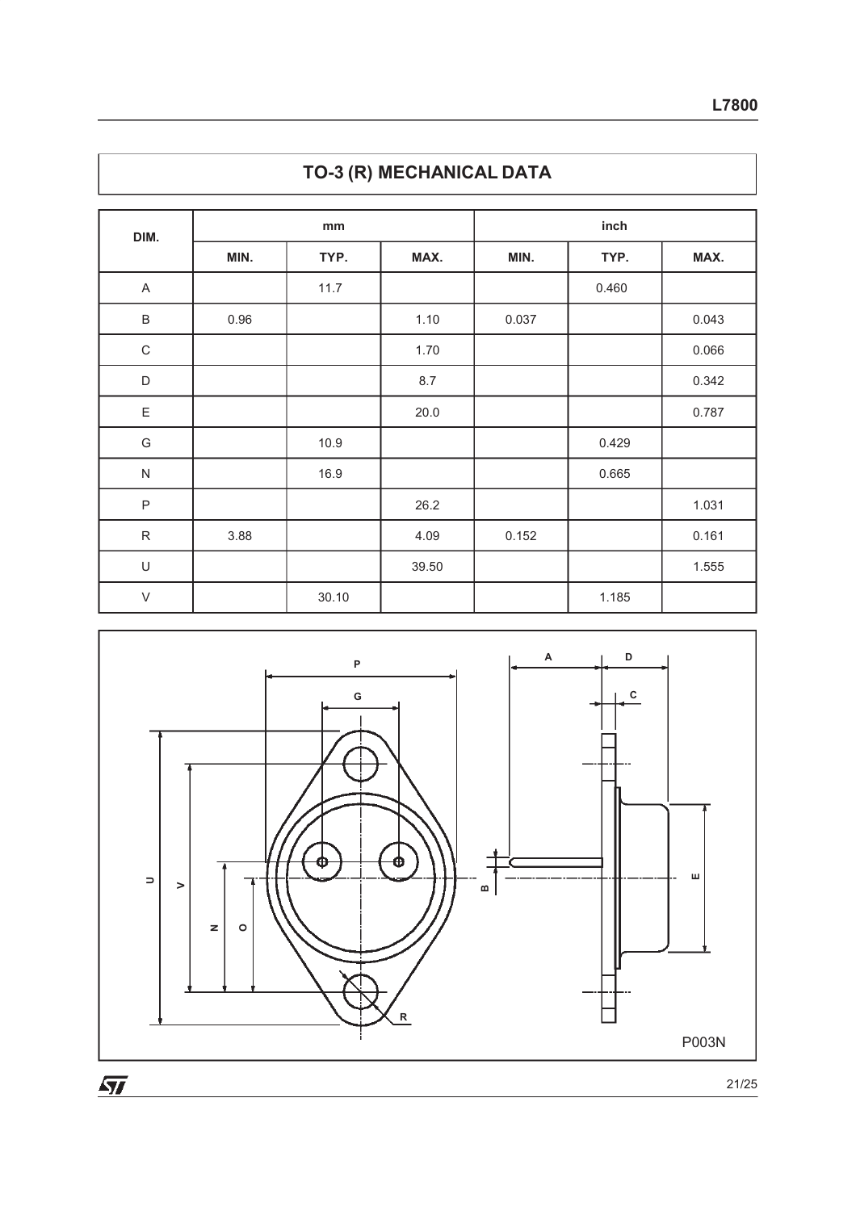## TO-3 (R) MECHANICAL DATA

| DIM. | mm | | | inch | | |
|---|---|---|---|---|---|---|
| | MIN. | TYP. | MAX. | MIN. | TYP. | MAX. |
| A | | 11.7 | | | 0.460 | |
| B | 0.96 | | 1.10 | 0.037 | | 0.043 |
| C | | | 1.70 | | | 0.066 |
| D | | | 8.7 | | | 0.342 |
| E | | | 20.0 | | | 0.787 |
| G | | 10.9 | | | 0.429 | |
| N | | 16.9 | | | 0.665 | |
| P | | | 26.2 | | | 1.031 |
| R | 3.88 | | 4.09 | 0.152 | | 0.161 |
| U | | | 39.50 | | | 1.555 |
| V | | 30.10 | | | 1.185 | |

P003N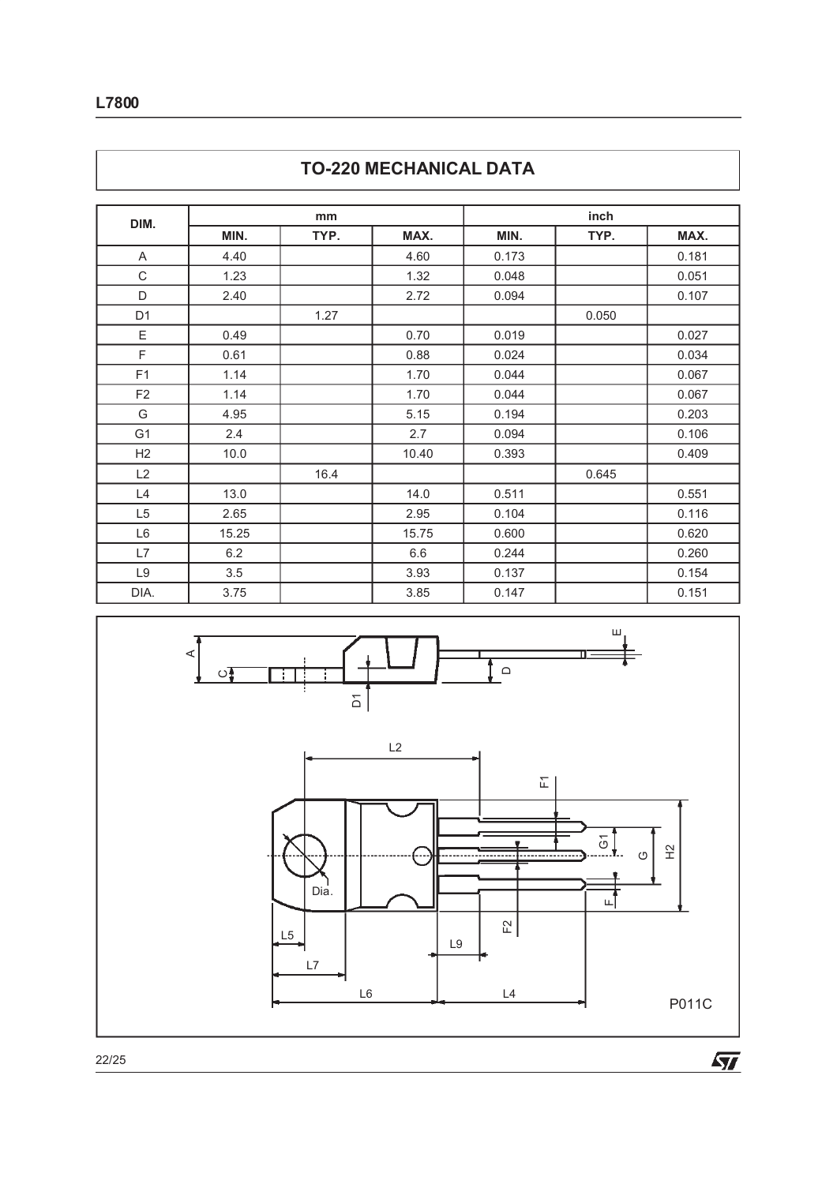## TO-220 MECHANICAL DATA

| DIM. | mm | | | inch | | |
|---|---|---|---|---|---|---|
| | MIN. | TYP. | MAX. | MIN. | TYP. | MAX. |
| A | 4.40 | | 4.60 | 0.173 | | 0.181 |
| C | 1.23 | | 1.32 | 0.048 | | 0.051 |
| D | 2.40 | | 2.72 | 0.094 | | 0.107 |
| D1 | | 1.27 | | | 0.050 | |
| E | 0.49 | | 0.70 | 0.019 | | 0.027 |
| F | 0.61 | | 0.88 | 0.024 | | 0.034 |
| F1 | 1.14 | | 1.70 | 0.044 | | 0.067 |
| F2 | 1.14 | | 1.70 | 0.044 | | 0.067 |
| G | 4.95 | | 5.15 | 0.194 | | 0.203 |
| G1 | 2.4 | | 2.7 | 0.094 | | 0.106 |
| H2 | 10.0 | | 10.40 | 0.393 | | 0.409 |
| L2 | | 16.4 | | | 0.645 | |
| L4 | 13.0 | | 14.0 | 0.511 | | 0.551 |
| L5 | 2.65 | | 2.95 | 0.104 | | 0.116 |
| L6 | 15.25 | | 15.75 | 0.600 | | 0.620 |
| L7 | 6.2 | | 6.6 | 0.244 | | 0.260 |
| L9 | 3.5 | | 3.93 | 0.137 | | 0.154 |
| DIA. | 3.75 | | 3.85 | 0.147 | | 0.151 |

P011C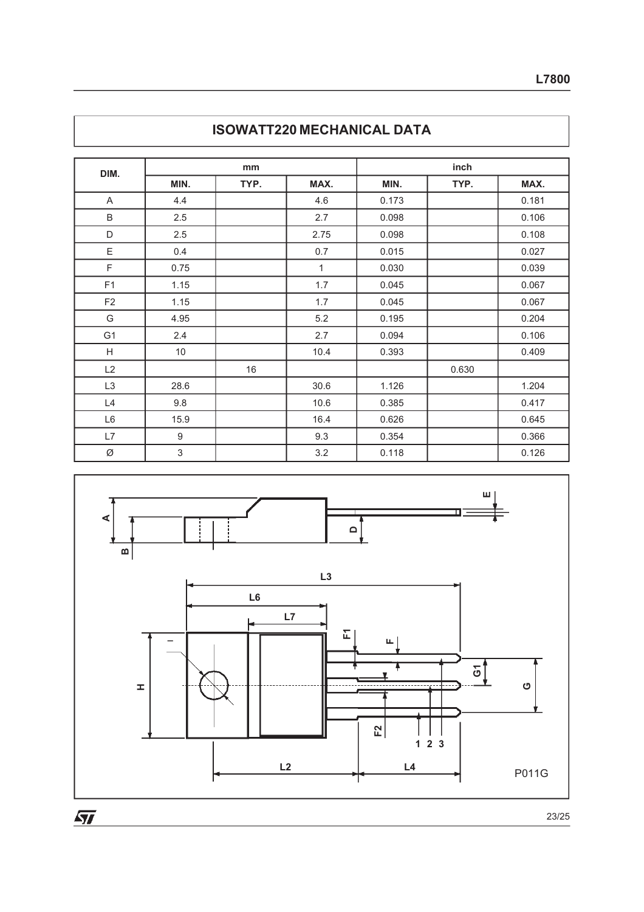## ISOWATT220 MECHANICAL DATA

| DIM. | mm | | | inch | | |
|---|---|---|---|---|---|---|
| | MIN. | TYP. | MAX. | MIN. | TYP. | MAX. |
| A | 4.4 | | 4.6 | 0.173 | | 0.181 |
| B | 2.5 | | 2.7 | 0.098 | | 0.106 |
| D | 2.5 | | 2.75 | 0.098 | | 0.108 |
| E | 0.4 | | 0.7 | 0.015 | | 0.027 |
| F | 0.75 | | 1 | 0.030 | | 0.039 |
| F1 | 1.15 | | 1.7 | 0.045 | | 0.067 |
| F2 | 1.15 | | 1.7 | 0.045 | | 0.067 |
| G | 4.95 | | 5.2 | 0.195 | | 0.204 |
| G1 | 2.4 | | 2.7 | 0.094 | | 0.106 |
| H | 10 | | 10.4 | 0.393 | | 0.409 |
| L2 | | 16 | | | 0.630 | |
| L3 | 28.6 | | 30.6 | 1.126 | | 1.204 |
| L4 | 9.8 | | 10.6 | 0.385 | | 0.417 |
| L6 | 15.9 | | 16.4 | 0.626 | | 0.645 |
| L7 | 9 | | 9.3 | 0.354 | | 0.366 |
| Ø | 3 | | 3.2 | 0.118 | | 0.126 |

P011G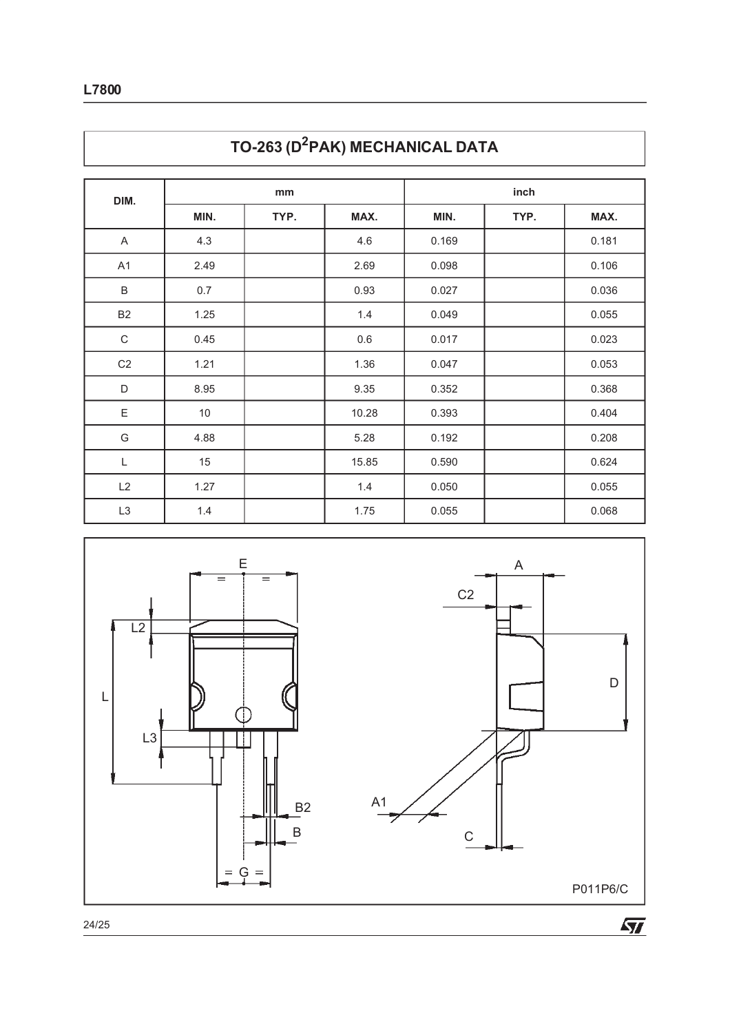## TO-263 (D²PAK) MECHANICAL DATA

| DIM. | mm | | | inch | | |
|---|---|---|---|---|---|---|
| | MIN. | TYP. | MAX. | MIN. | TYP. | MAX. |
| A | 4.3 | | 4.6 | 0.169 | | 0.181 |
| A1 | 2.49 | | 2.69 | 0.098 | | 0.106 |
| B | 0.7 | | 0.93 | 0.027 | | 0.036 |
| B2 | 1.25 | | 1.4 | 0.049 | | 0.055 |
| C | 0.45 | | 0.6 | 0.017 | | 0.023 |
| C2 | 1.21 | | 1.36 | 0.047 | | 0.053 |
| D | 8.95 | | 9.35 | 0.352 | | 0.368 |
| E | 10 | | 10.28 | 0.393 | | 0.404 |
| G | 4.88 | | 5.28 | 0.192 | | 0.208 |
| L | 15 | | 15.85 | 0.590 | | 0.624 |
| L2 | 1.27 | | 1.4 | 0.050 | | 0.055 |
| L3 | 1.4 | | 1.75 | 0.055 | | 0.068 |

P011P6/C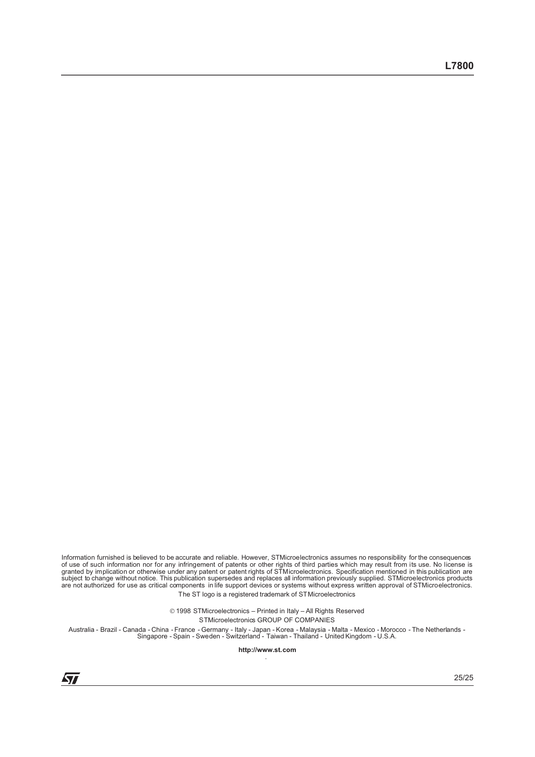Information furnished is believed to be accurate and reliable. However, STMicroelectronics assumes no responsibility for the consequences of use of such information nor for any infringement of patents or other rights of third parties which may result from its use. No license is granted by implication or otherwise under any patent or patent rights of STMicroelectronics. Specification mentioned in this publication are subject to change without notice. This publication supersedes and replaces all information previously supplied. STMicroelectronics products are not authorized for use as critical components in life support devices or systems without express written approval of STMicroelectronics.

The ST logo is a registered trademark of STMicroelectronics

© 1998 STMicroelectronics – Printed in Italy – All Rights Reserved

STMicroelectronics GROUP OF COMPANIES

Australia - Brazil - Canada - China - France - Germany - Italy - Japan - Korea - Malaysia - Malta - Mexico - Morocco - The Netherlands - Singapore - Spain - Sweden - Switzerland - Taiwan - Thailand - United Kingdom - U.S.A.

**http://www.st.com**